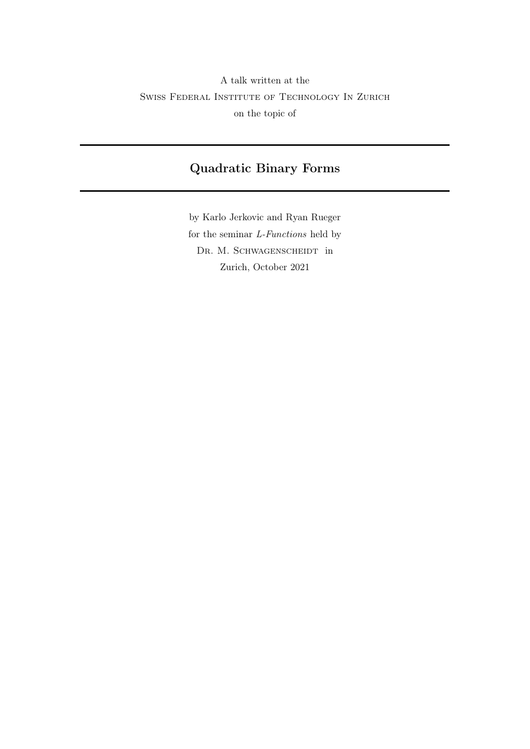A talk written at the

Swiss Federal Institute of Technology In Zurich

on the topic of

---

# Quadratic Binary Forms

---

by Karlo Jerkovic and Ryan Rueger

for the seminar *L-Functions* held by

Dr. M. Schwagenscheidt in

Zurich, October 2021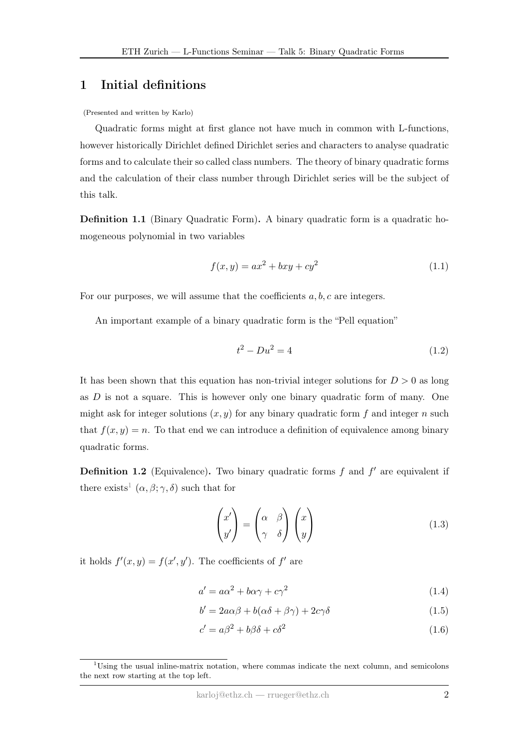# 1 Initial definitions

(Presented and written by Karlo)

Quadratic forms might at first glance not have much in common with L-functions, however historically Dirichlet defined Dirichlet series and characters to analyse quadratic forms and to calculate their so called class numbers. The theory of binary quadratic forms and the calculation of their class number through Dirichlet series will be the subject of this talk.

**Definition 1.1** (Binary Quadratic Form)**.** A binary quadratic form is a quadratic homogeneous polynomial in two variables

$$f(x, y) = ax^2 + bxy + cy^2 \tag{1.1}$$

For our purposes, we will assume that the coefficients $a, b, c$ are integers.

An important example of a binary quadratic form is the "Pell equation"

$$t^2 - Du^2 = 4 \tag{1.2}$$

It has been shown that this equation has non-trivial integer solutions for $D > 0$ as long as $D$ is not a square. This is however only one binary quadratic form of many. One might ask for integer solutions $(x, y)$ for any binary quadratic form $f$ and integer $n$ such that $f(x, y) = n$. To that end we can introduce a definition of equivalence among binary quadratic forms.

**Definition 1.2** (Equivalence)**.** Two binary quadratic forms $f$ and $f'$ are equivalent if there exists[1] $(\alpha, \beta; \gamma, \delta)$ such that for

$$\begin{pmatrix} x' \\ y' \end{pmatrix} = \begin{pmatrix} \alpha & \beta \\ \gamma & \delta \end{pmatrix} \begin{pmatrix} x \\ y \end{pmatrix} \tag{1.3}$$

it holds $f'(x, y) = f(x', y')$. The coefficients of $f'$ are

$$a' = a\alpha^2 + b\alpha\gamma + c\gamma^2 \tag{1.4}$$

$$b' = 2a\alpha\beta + b(\alpha\delta + \beta\gamma) + 2c\gamma\delta \tag{1.5}$$

$$c' = a\beta^2 + b\beta\delta + c\delta^2 \tag{1.6}$$

[1] Using the usual inline-matrix notation, where commas indicate the next column, and semicolons the next row starting at the top left.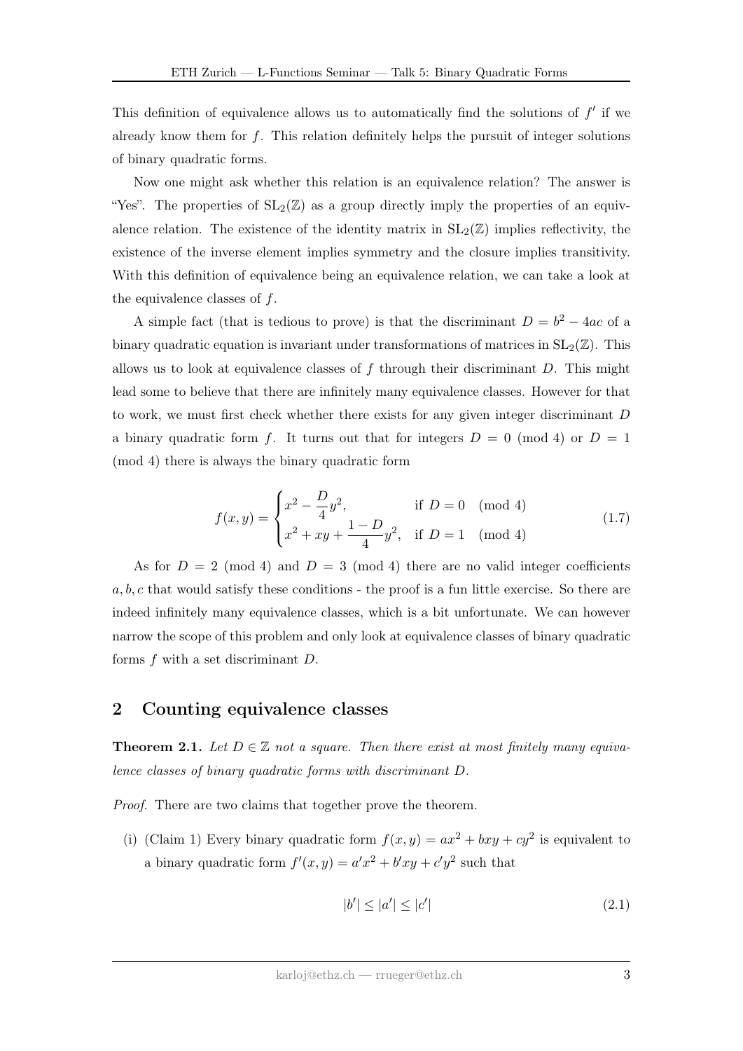This definition of equivalence allows us to automatically find the solutions of $f'$ if we already know them for $f$. This relation definitely helps the pursuit of integer solutions of binary quadratic forms.

Now one might ask whether this relation is an equivalence relation? The answer is "Yes". The properties of $\mathrm{SL}_2(\mathbb{Z})$ as a group directly imply the properties of an equivalence relation. The existence of the identity matrix in $\mathrm{SL}_2(\mathbb{Z})$ implies reflectivity, the existence of the inverse element implies symmetry and the closure implies transitivity. With this definition of equivalence being an equivalence relation, we can take a look at the equivalence classes of $f$.

A simple fact (that is tedious to prove) is that the discriminant $D = b^2 - 4ac$ of a binary quadratic equation is invariant under transformations of matrices in $\mathrm{SL}_2(\mathbb{Z})$. This allows us to look at equivalence classes of $f$ through their discriminant $D$. This might lead some to believe that there are infinitely many equivalence classes. However for that to work, we must first check whether there exists for any given integer discriminant $D$ a binary quadratic form $f$. It turns out that for integers $D = 0 \pmod 4$ or $D = 1 \pmod 4$ there is always the binary quadratic form

$$f(x,y) = \begin{cases} x^2 - \dfrac{D}{4}y^2, & \text{if } D = 0 \pmod 4 \\ x^2 + xy + \dfrac{1-D}{4}y^2, & \text{if } D = 1 \pmod 4 \end{cases} \tag{1.7}$$

As for $D = 2 \pmod 4$ and $D = 3 \pmod 4$ there are no valid integer coefficients $a, b, c$ that would satisfy these conditions - the proof is a fun little exercise. So there are indeed infinitely many equivalence classes, which is a bit unfortunate. We can however narrow the scope of this problem and only look at equivalence classes of binary quadratic forms $f$ with a set discriminant $D$.

## 2 Counting equivalence classes

**Theorem 2.1.** *Let $D \in \mathbb{Z}$ not a square. Then there exist at most finitely many equivalence classes of binary quadratic forms with discriminant $D$.*

*Proof.* There are two claims that together prove the theorem.

(i) (Claim 1) Every binary quadratic form $f(x,y) = ax^2 + bxy + cy^2$ is equivalent to a binary quadratic form $f'(x,y) = a'x^2 + b'xy + c'y^2$ such that

$$|b'| \leq |a'| \leq |c'| \tag{2.1}$$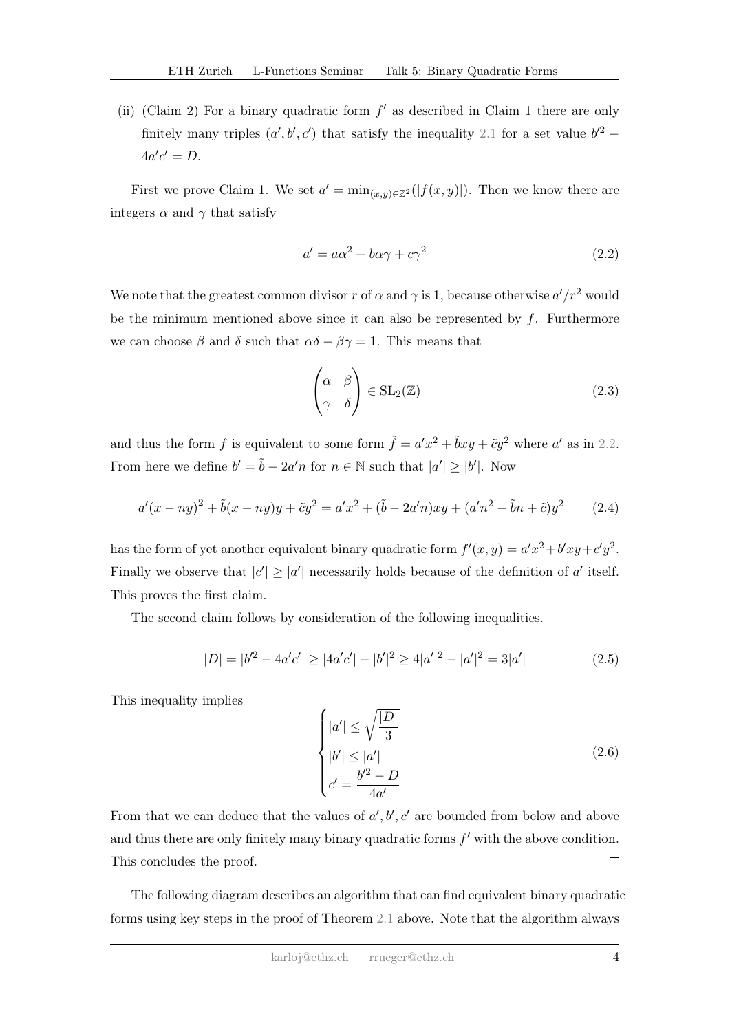(ii) (Claim 2) For a binary quadratic form $f'$ as described in Claim 1 there are only finitely many triples $(a', b', c')$ that satisfy the inequality 2.1 for a set value $b'^2 - 4a'c' = D$.

First we prove Claim 1. We set $a' = \min_{(x,y)\in\mathbb{Z}^2}(|f(x,y)|)$. Then we know there are integers $\alpha$ and $\gamma$ that satisfy

$$a' = a\alpha^2 + b\alpha\gamma + c\gamma^2 \tag{2.2}$$

We note that the greatest common divisor $r$ of $\alpha$ and $\gamma$ is 1, because otherwise $a'/r^2$ would be the minimum mentioned above since it can also be represented by $f$. Furthermore we can choose $\beta$ and $\delta$ such that $\alpha\delta - \beta\gamma = 1$. This means that

$$\begin{pmatrix} \alpha & \beta \\ \gamma & \delta \end{pmatrix} \in \mathrm{SL}_2(\mathbb{Z}) \tag{2.3}$$

and thus the form $f$ is equivalent to some form $\tilde{f} = a'x^2 + \tilde{b}xy + \tilde{c}y^2$ where $a'$ as in 2.2. From here we define $b' = \tilde{b} - 2a'n$ for $n \in \mathbb{N}$ such that $|a'| \geq |b'|$. Now

$$a'(x - ny)^2 + \tilde{b}(x - ny)y + \tilde{c}y^2 = a'x^2 + (\tilde{b} - 2a'n)xy + (a'n^2 - \tilde{b}n + \tilde{c})y^2 \tag{2.4}$$

has the form of yet another equivalent binary quadratic form $f'(x,y) = a'x^2 + b'xy + c'y^2$. Finally we observe that $|c'| \geq |a'|$ necessarily holds because of the definition of $a'$ itself. This proves the first claim.

The second claim follows by consideration of the following inequalities.

$$|D| = |b'^2 - 4a'c'| \geq |4a'c'| - |b'|^2 \geq 4|a'|^2 - |a'|^2 = 3|a'| \tag{2.5}$$

This inequality implies

$$\begin{cases} |a'| \leq \sqrt{\dfrac{|D|}{3}} \\ |b'| \leq |a'| \\ c' = \dfrac{b'^2 - D}{4a'} \end{cases} \tag{2.6}$$

From that we can deduce that the values of $a', b', c'$ are bounded from below and above and thus there are only finitely many binary quadratic forms $f'$ with the above condition. This concludes the proof. □

The following diagram describes an algorithm that can find equivalent binary quadratic forms using key steps in the proof of Theorem 2.1 above. Note that the algorithm always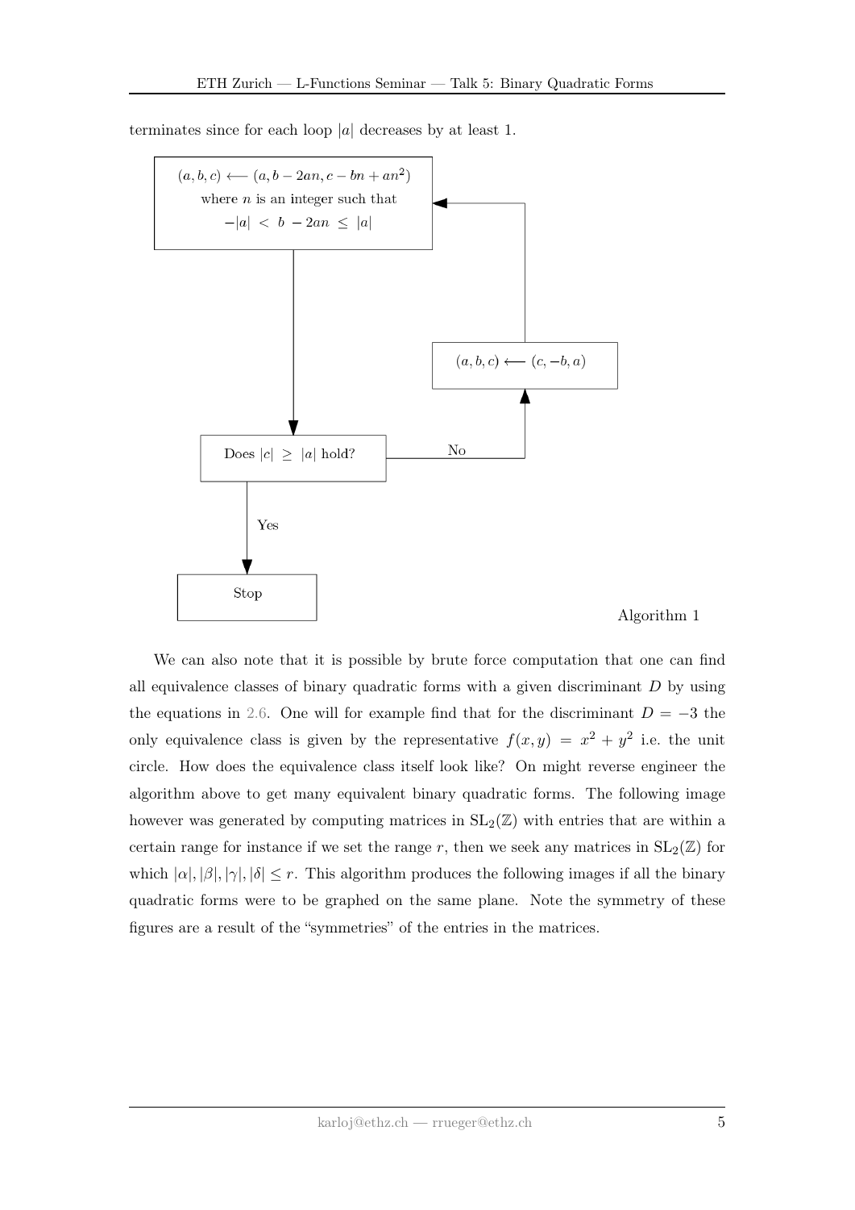terminates since for each loop $|a|$ decreases by at least 1.

```
(a, b, c) ⟵ (a, b − 2an, c − bn + an²)
where n is an integer such that
−|a| < b − 2an ≤ |a|
        |
        v
Does |c| ≥ |a| hold? --No--> (a, b, c) ⟵ (c, −b, a) --> (back to first box)
        |
       Yes
        v
      Stop
```

Algorithm 1

We can also note that it is possible by brute force computation that one can find all equivalence classes of binary quadratic forms with a given discriminant $D$ by using the equations in 2.6. One will for example find that for the discriminant $D = -3$ the only equivalence class is given by the representative $f(x, y) = x^2 + y^2$ i.e. the unit circle. How does the equivalence class itself look like? On might reverse engineer the algorithm above to get many equivalent binary quadratic forms. The following image however was generated by computing matrices in $\mathrm{SL}_2(\mathbb{Z})$ with entries that are within a certain range for instance if we set the range $r$, then we seek any matrices in $\mathrm{SL}_2(\mathbb{Z})$ for which $|\alpha|, |\beta|, |\gamma|, |\delta| \leq r$. This algorithm produces the following images if all the binary quadratic forms were to be graphed on the same plane. Note the symmetry of these figures are a result of the "symmetries" of the entries in the matrices.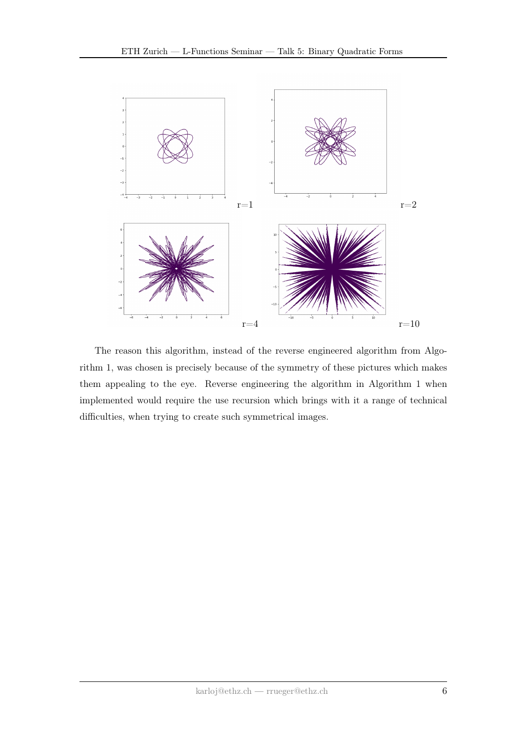r=1

r=2

r=4

r=10

The reason this algorithm, instead of the reverse engineered algorithm from Algorithm 1, was chosen is precisely because of the symmetry of these pictures which makes them appealing to the eye. Reverse engineering the algorithm in Algorithm 1 when implemented would require the use recursion which brings with it a range of technical difficulties, when trying to create such symmetrical images.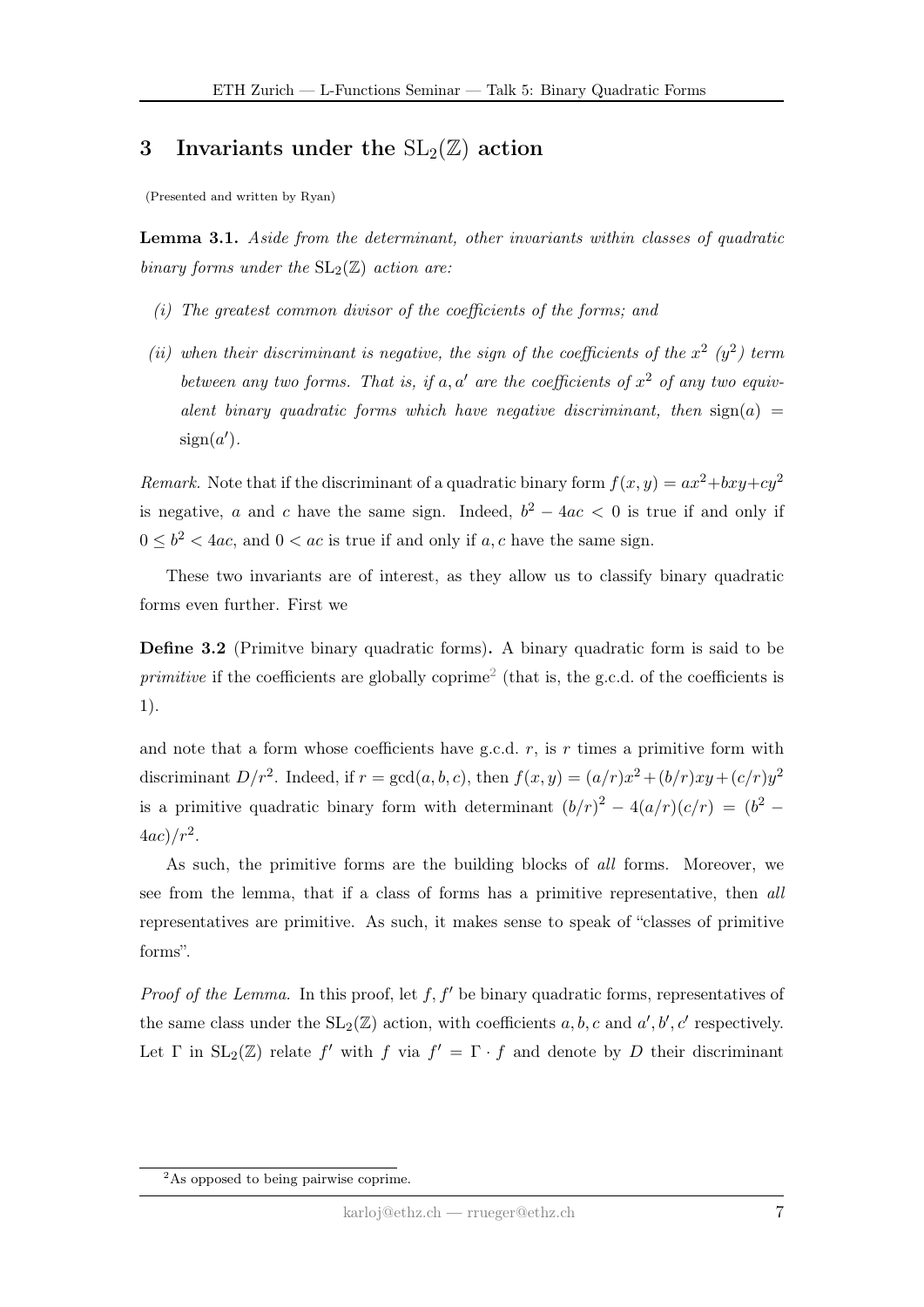## 3 Invariants under the $\mathrm{SL}_2(\mathbb{Z})$ action

(Presented and written by Ryan)

**Lemma 3.1.** *Aside from the determinant, other invariants within classes of quadratic binary forms under the $\mathrm{SL}_2(\mathbb{Z})$ action are:*

*(i) The greatest common divisor of the coefficients of the forms; and*

*(ii) when their discriminant is negative, the sign of the coefficients of the $x^2$ ($y^2$) term between any two forms. That is, if $a, a'$ are the coefficients of $x^2$ of any two equivalent binary quadratic forms which have negative discriminant, then $\mathrm{sign}(a) = \mathrm{sign}(a')$.*

*Remark.* Note that if the discriminant of a quadratic binary form $f(x, y) = ax^2+bxy+cy^2$ is negative, $a$ and $c$ have the same sign. Indeed, $b^2 - 4ac < 0$ is true if and only if $0 \leq b^2 < 4ac$, and $0 < ac$ is true if and only if $a, c$ have the same sign.

These two invariants are of interest, as they allow us to classify binary quadratic forms even further. First we

**Define 3.2** (Primitve binary quadratic forms)**.** A binary quadratic form is said to be *primitive* if the coefficients are globally coprime[2] (that is, the g.c.d. of the coefficients is 1).

and note that a form whose coefficients have g.c.d. $r$, is $r$ times a primitive form with discriminant $D/r^2$. Indeed, if $r = \gcd(a, b, c)$, then $f(x, y) = (a/r)x^2+(b/r)xy+(c/r)y^2$ is a primitive quadratic binary form with determinant $(b/r)^2 - 4(a/r)(c/r) = (b^2 - 4ac)/r^2$.

As such, the primitive forms are the building blocks of *all* forms. Moreover, we see from the lemma, that if a class of forms has a primitive representative, then *all* representatives are primitive. As such, it makes sense to speak of "classes of primitive forms".

*Proof of the Lemma.* In this proof, let $f, f'$ be binary quadratic forms, representatives of the same class under the $\mathrm{SL}_2(\mathbb{Z})$ action, with coefficients $a, b, c$ and $a', b', c'$ respectively. Let $\Gamma$ in $\mathrm{SL}_2(\mathbb{Z})$ relate $f'$ with $f$ via $f' = \Gamma \cdot f$ and denote by $D$ their discriminant

[2] As opposed to being pairwise coprime.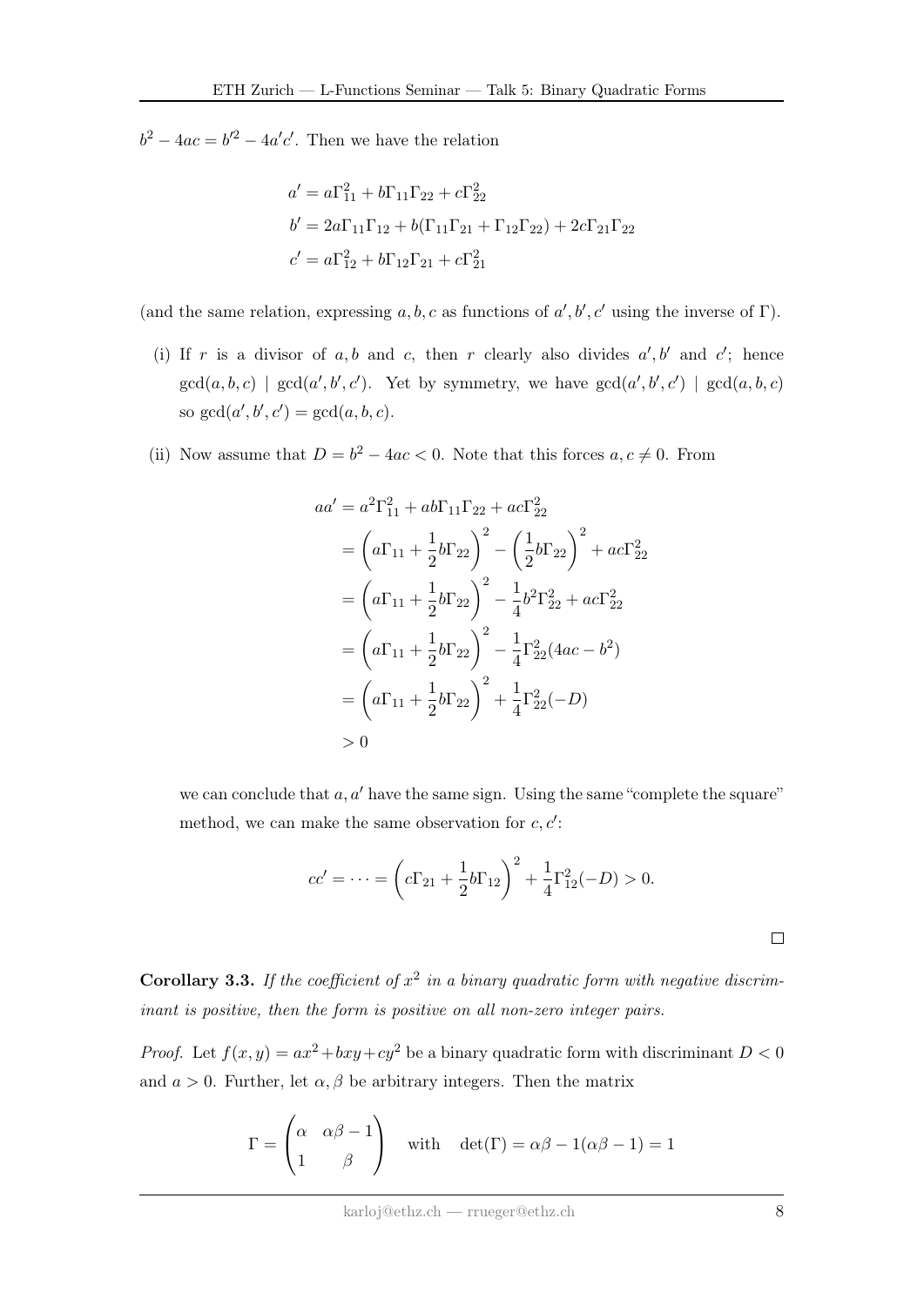$b^2 - 4ac = b'^2 - 4a'c'$. Then we have the relation

$$
\begin{aligned}
a' &= a\Gamma_{11}^2 + b\Gamma_{11}\Gamma_{22} + c\Gamma_{22}^2 \\
b' &= 2a\Gamma_{11}\Gamma_{12} + b(\Gamma_{11}\Gamma_{21} + \Gamma_{12}\Gamma_{22}) + 2c\Gamma_{21}\Gamma_{22} \\
c' &= a\Gamma_{12}^2 + b\Gamma_{12}\Gamma_{21} + c\Gamma_{21}^2
\end{aligned}
$$

(and the same relation, expressing $a, b, c$ as functions of $a', b', c'$ using the inverse of $\Gamma$).

(i) If $r$ is a divisor of $a, b$ and $c$, then $r$ clearly also divides $a', b'$ and $c'$; hence $\gcd(a, b, c) \mid \gcd(a', b', c')$. Yet by symmetry, we have $\gcd(a', b', c') \mid \gcd(a, b, c)$ so $\gcd(a', b', c') = \gcd(a, b, c)$.

(ii) Now assume that $D = b^2 - 4ac < 0$. Note that this forces $a, c \neq 0$. From

$$
\begin{aligned}
aa' &= a^2\Gamma_{11}^2 + ab\Gamma_{11}\Gamma_{22} + ac\Gamma_{22}^2 \\
&= \left(a\Gamma_{11} + \frac{1}{2}b\Gamma_{22}\right)^2 - \left(\frac{1}{2}b\Gamma_{22}\right)^2 + ac\Gamma_{22}^2 \\
&= \left(a\Gamma_{11} + \frac{1}{2}b\Gamma_{22}\right)^2 - \frac{1}{4}b^2\Gamma_{22}^2 + ac\Gamma_{22}^2 \\
&= \left(a\Gamma_{11} + \frac{1}{2}b\Gamma_{22}\right)^2 - \frac{1}{4}\Gamma_{22}^2(4ac - b^2) \\
&= \left(a\Gamma_{11} + \frac{1}{2}b\Gamma_{22}\right)^2 + \frac{1}{4}\Gamma_{22}^2(-D) \\
&> 0
\end{aligned}
$$

we can conclude that $a, a'$ have the same sign. Using the same "complete the square" method, we can make the same observation for $c, c'$:

$$
cc' = \cdots = \left(c\Gamma_{21} + \frac{1}{2}b\Gamma_{12}\right)^2 + \frac{1}{4}\Gamma_{12}^2(-D) > 0.
$$

□

**Corollary 3.3.** *If the coefficient of $x^2$ in a binary quadratic form with negative discriminant is positive, then the form is positive on all non-zero integer pairs.*

*Proof.* Let $f(x, y) = ax^2 + bxy + cy^2$ be a binary quadratic form with discriminant $D < 0$ and $a > 0$. Further, let $\alpha, \beta$ be arbitrary integers. Then the matrix

$$
\Gamma = \begin{pmatrix} \alpha & \alpha\beta - 1 \\ 1 & \beta \end{pmatrix} \quad \text{with} \quad \det(\Gamma) = \alpha\beta - 1(\alpha\beta - 1) = 1
$$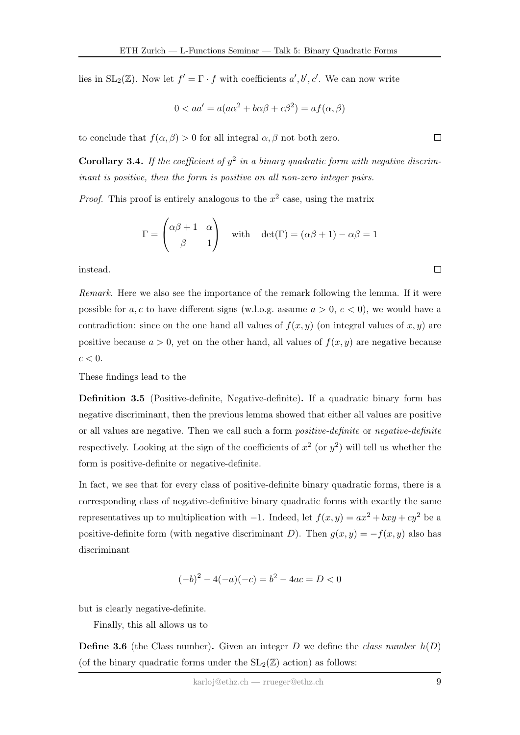lies in $\mathrm{SL}_2(\mathbb{Z})$. Now let $f' = \Gamma \cdot f$ with coefficients $a', b', c'$. We can now write

$$0 < aa' = a(a\alpha^2 + b\alpha\beta + c\beta^2) = af(\alpha, \beta)$$

to conclude that $f(\alpha, \beta) > 0$ for all integral $\alpha, \beta$ not both zero. ∎

**Corollary 3.4.** *If the coefficient of $y^2$ in a binary quadratic form with negative discriminant is positive, then the form is positive on all non-zero integer pairs.*

*Proof.* This proof is entirely analogous to the $x^2$ case, using the matrix

$$\Gamma = \begin{pmatrix} \alpha\beta + 1 & \alpha \\ \beta & 1 \end{pmatrix} \quad \text{with} \quad \det(\Gamma) = (\alpha\beta + 1) - \alpha\beta = 1$$

instead. ∎

*Remark.* Here we also see the importance of the remark following the lemma. If it were possible for $a, c$ to have different signs (w.l.o.g. assume $a > 0$, $c < 0$), we would have a contradiction: since on the one hand all values of $f(x, y)$ (on integral values of $x, y$) are positive because $a > 0$, yet on the other hand, all values of $f(x, y)$ are negative because $c < 0$.

These findings lead to the

**Definition 3.5** (Positive-definite, Negative-definite)**.** If a quadratic binary form has negative discriminant, then the previous lemma showed that either all values are positive or all values are negative. Then we call such a form *positive-definite* or *negative-definite* respectively. Looking at the sign of the coefficients of $x^2$ (or $y^2$) will tell us whether the form is positive-definite or negative-definite.

In fact, we see that for every class of positive-definite binary quadratic forms, there is a corresponding class of negative-definitive binary quadratic forms with exactly the same representatives up to multiplication with $-1$. Indeed, let $f(x, y) = ax^2 + bxy + cy^2$ be a positive-definite form (with negative discriminant $D$). Then $g(x, y) = -f(x, y)$ also has discriminant

$$(-b)^2 - 4(-a)(-c) = b^2 - 4ac = D < 0$$

but is clearly negative-definite.

Finally, this all allows us to

**Define 3.6** (the Class number)**.** Given an integer $D$ we define the *class number* $h(D)$ (of the binary quadratic forms under the $\mathrm{SL}_2(\mathbb{Z})$ action) as follows: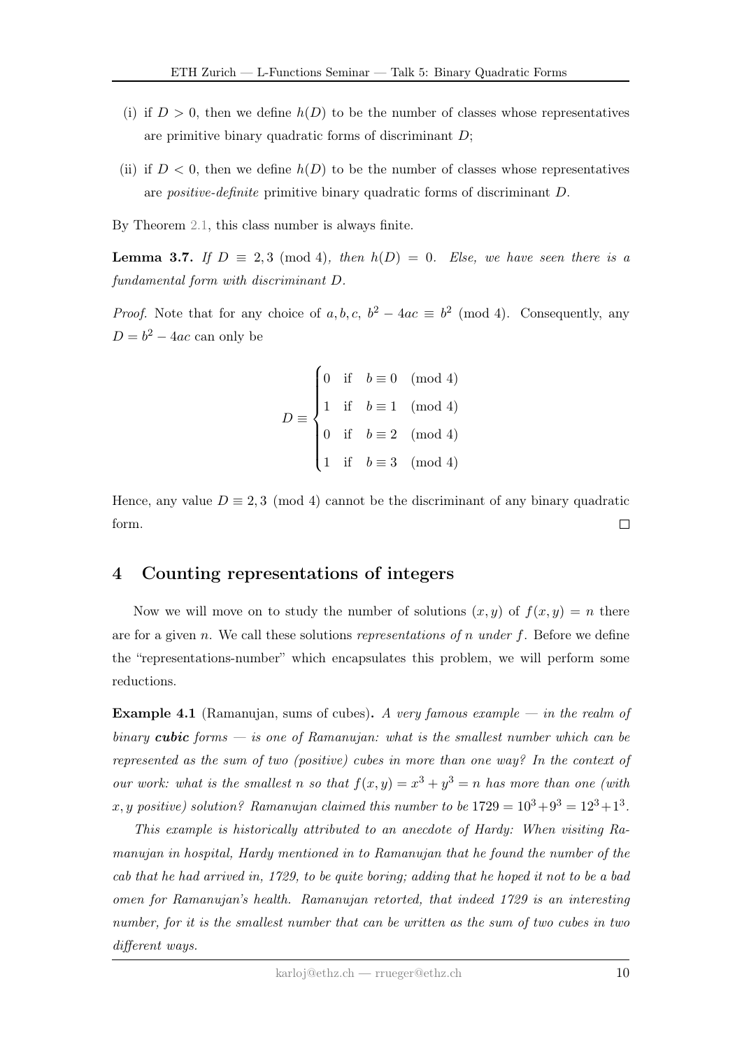(i) if $D > 0$, then we define $h(D)$ to be the number of classes whose representatives are primitive binary quadratic forms of discriminant $D$;

(ii) if $D < 0$, then we define $h(D)$ to be the number of classes whose representatives are *positive-definite* primitive binary quadratic forms of discriminant $D$.

By Theorem 2.1, this class number is always finite.

**Lemma 3.7.** *If $D \equiv 2, 3 \pmod 4$, then $h(D) = 0$. Else, we have seen there is a fundamental form with discriminant $D$.*

*Proof.* Note that for any choice of $a, b, c$, $b^2 - 4ac \equiv b^2 \pmod 4$. Consequently, any $D = b^2 - 4ac$ can only be

$$D \equiv \begin{cases} 0 & \text{if} \quad b \equiv 0 \pmod 4 \\ 1 & \text{if} \quad b \equiv 1 \pmod 4 \\ 0 & \text{if} \quad b \equiv 2 \pmod 4 \\ 1 & \text{if} \quad b \equiv 3 \pmod 4 \end{cases}$$

Hence, any value $D \equiv 2, 3 \pmod 4$ cannot be the discriminant of any binary quadratic form. □

## 4 Counting representations of integers

Now we will move on to study the number of solutions $(x, y)$ of $f(x, y) = n$ there are for a given $n$. We call these solutions *representations of $n$ under $f$*. Before we define the "representations-number" which encapsulates this problem, we will perform some reductions.

**Example 4.1** (Ramanujan, sums of cubes)**.** *A very famous example — in the realm of binary **cubic** forms — is one of Ramanujan: what is the smallest number which can be represented as the sum of two (positive) cubes in more than one way? In the context of our work: what is the smallest $n$ so that $f(x, y) = x^3 + y^3 = n$ has more than one (with $x, y$ positive) solution? Ramanujan claimed this number to be $1729 = 10^3 + 9^3 = 12^3 + 1^3$.*

*This example is historically attributed to an anecdote of Hardy: When visiting Ramanujan in hospital, Hardy mentioned in to Ramanujan that he found the number of the cab that he had arrived in, 1729, to be quite boring; adding that he hoped it not to be a bad omen for Ramanujan's health. Ramanujan retorted, that indeed 1729 is an interesting number, for it is the smallest number that can be written as the sum of two cubes in two different ways.*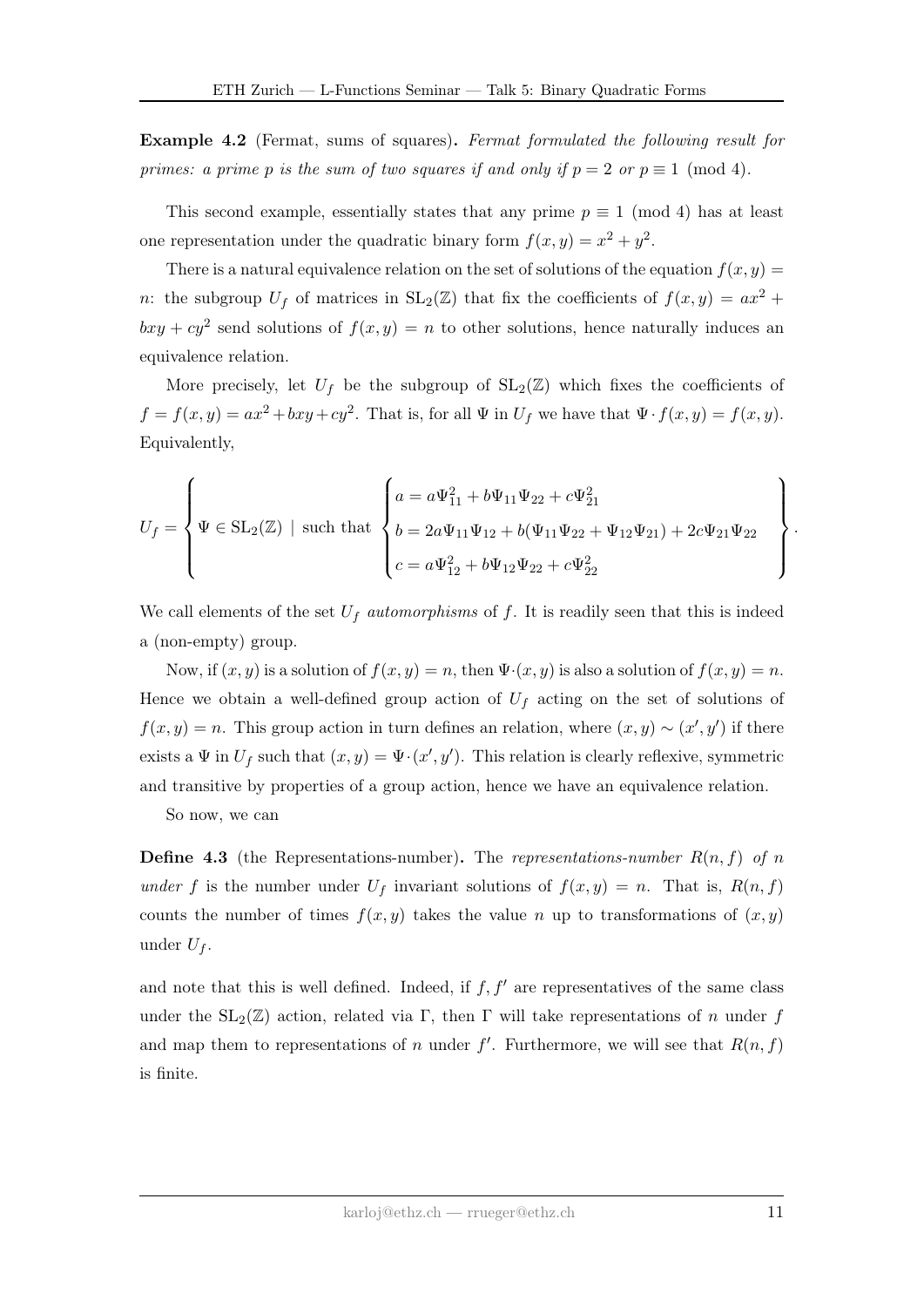**Example 4.2** (Fermat, sums of squares)**.** *Fermat formulated the following result for primes: a prime $p$ is the sum of two squares if and only if $p = 2$ or $p \equiv 1 \pmod 4$.*

This second example, essentially states that any prime $p \equiv 1 \pmod 4$ has at least one representation under the quadratic binary form $f(x, y) = x^2 + y^2$.

There is a natural equivalence relation on the set of solutions of the equation $f(x, y) = n$: the subgroup $U_f$ of matrices in $\mathrm{SL}_2(\mathbb{Z})$ that fix the coefficients of $f(x, y) = ax^2 + bxy + cy^2$ send solutions of $f(x, y) = n$ to other solutions, hence naturally induces an equivalence relation.

More precisely, let $U_f$ be the subgroup of $\mathrm{SL}_2(\mathbb{Z})$ which fixes the coefficients of $f = f(x, y) = ax^2 + bxy + cy^2$. That is, for all $\Psi$ in $U_f$ we have that $\Psi \cdot f(x, y) = f(x, y)$. Equivalently,

$$U_f = \left\{ \Psi \in \mathrm{SL}_2(\mathbb{Z}) \ \mid \ \text{such that } \begin{cases} a = a\Psi_{11}^2 + b\Psi_{11}\Psi_{22} + c\Psi_{21}^2 \\ b = 2a\Psi_{11}\Psi_{12} + b(\Psi_{11}\Psi_{22} + \Psi_{12}\Psi_{21}) + 2c\Psi_{21}\Psi_{22} \\ c = a\Psi_{12}^2 + b\Psi_{12}\Psi_{22} + c\Psi_{22}^2 \end{cases} \right\}.$$

We call elements of the set $U_f$ *automorphisms* of $f$. It is readily seen that this is indeed a (non-empty) group.

Now, if $(x, y)$ is a solution of $f(x, y) = n$, then $\Psi \cdot (x, y)$ is also a solution of $f(x, y) = n$. Hence we obtain a well-defined group action of $U_f$ acting on the set of solutions of $f(x, y) = n$. This group action in turn defines an relation, where $(x, y) \sim (x', y')$ if there exists a $\Psi$ in $U_f$ such that $(x, y) = \Psi \cdot (x', y')$. This relation is clearly reflexive, symmetric and transitive by properties of a group action, hence we have an equivalence relation.

So now, we can

**Define 4.3** (the Representations-number)**.** The *representations-number $R(n, f)$ of $n$ under $f$* is the number under $U_f$ invariant solutions of $f(x, y) = n$. That is, $R(n, f)$ counts the number of times $f(x, y)$ takes the value $n$ up to transformations of $(x, y)$ under $U_f$.

and note that this is well defined. Indeed, if $f, f'$ are representatives of the same class under the $\mathrm{SL}_2(\mathbb{Z})$ action, related via $\Gamma$, then $\Gamma$ will take representations of $n$ under $f$ and map them to representations of $n$ under $f'$. Furthermore, we will see that $R(n, f)$ is finite.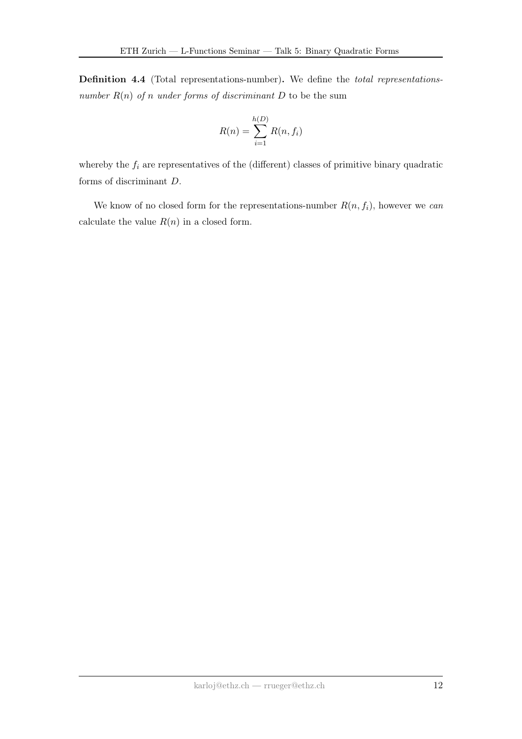**Definition 4.4** (Total representations-number)**.** We define the *total representations-number $R(n)$ of $n$ under forms of discriminant $D$* to be the sum

$$R(n) = \sum_{i=1}^{h(D)} R(n, f_i)$$

whereby the $f_i$ are representatives of the (different) classes of primitive binary quadratic forms of discriminant $D$.

We know of no closed form for the representations-number $R(n, f_i)$, however we *can* calculate the value $R(n)$ in a closed form.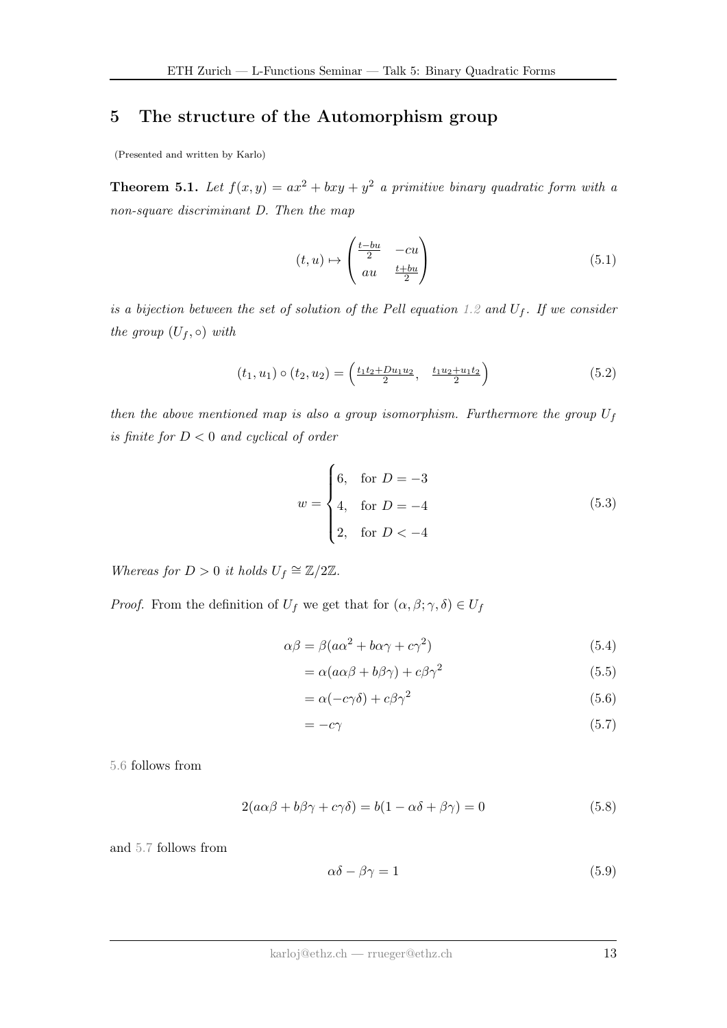## 5 The structure of the Automorphism group

(Presented and written by Karlo)

**Theorem 5.1.** *Let $f(x,y) = ax^2 + bxy + y^2$ a primitive binary quadratic form with a non-square discriminant $D$. Then the map*

$$(t,u) \mapsto \begin{pmatrix} \frac{t-bu}{2} & -cu \\ au & \frac{t+bu}{2} \end{pmatrix} \tag{5.1}$$

*is a bijection between the set of solution of the Pell equation 1.2 and $U_f$. If we consider the group $(U_f, \circ)$ with*

$$(t_1,u_1) \circ (t_2,u_2) = \left( \frac{t_1t_2 + Du_1u_2}{2}, \quad \frac{t_1u_2 + u_1t_2}{2} \right) \tag{5.2}$$

*then the above mentioned map is also a group isomorphism. Furthermore the group $U_f$ is finite for $D < 0$ and cyclical of order*

$$w = \begin{cases} 6, & \text{for } D = -3 \\ 4, & \text{for } D = -4 \\ 2, & \text{for } D < -4 \end{cases} \tag{5.3}$$

*Whereas for $D > 0$ it holds $U_f \cong \mathbb{Z}/2\mathbb{Z}$.*

*Proof.* From the definition of $U_f$ we get that for $(\alpha, \beta; \gamma, \delta) \in U_f$

$$\alpha\beta = \beta(a\alpha^2 + b\alpha\gamma + c\gamma^2) \tag{5.4}$$

$$= \alpha(a\alpha\beta + b\beta\gamma) + c\beta\gamma^2 \tag{5.5}$$

$$= \alpha(-c\gamma\delta) + c\beta\gamma^2 \tag{5.6}$$

$$= -c\gamma \tag{5.7}$$

5.6 follows from

$$2(a\alpha\beta + b\beta\gamma + c\gamma\delta) = b(1 - \alpha\delta + \beta\gamma) = 0 \tag{5.8}$$

and 5.7 follows from

$$\alpha\delta - \beta\gamma = 1 \tag{5.9}$$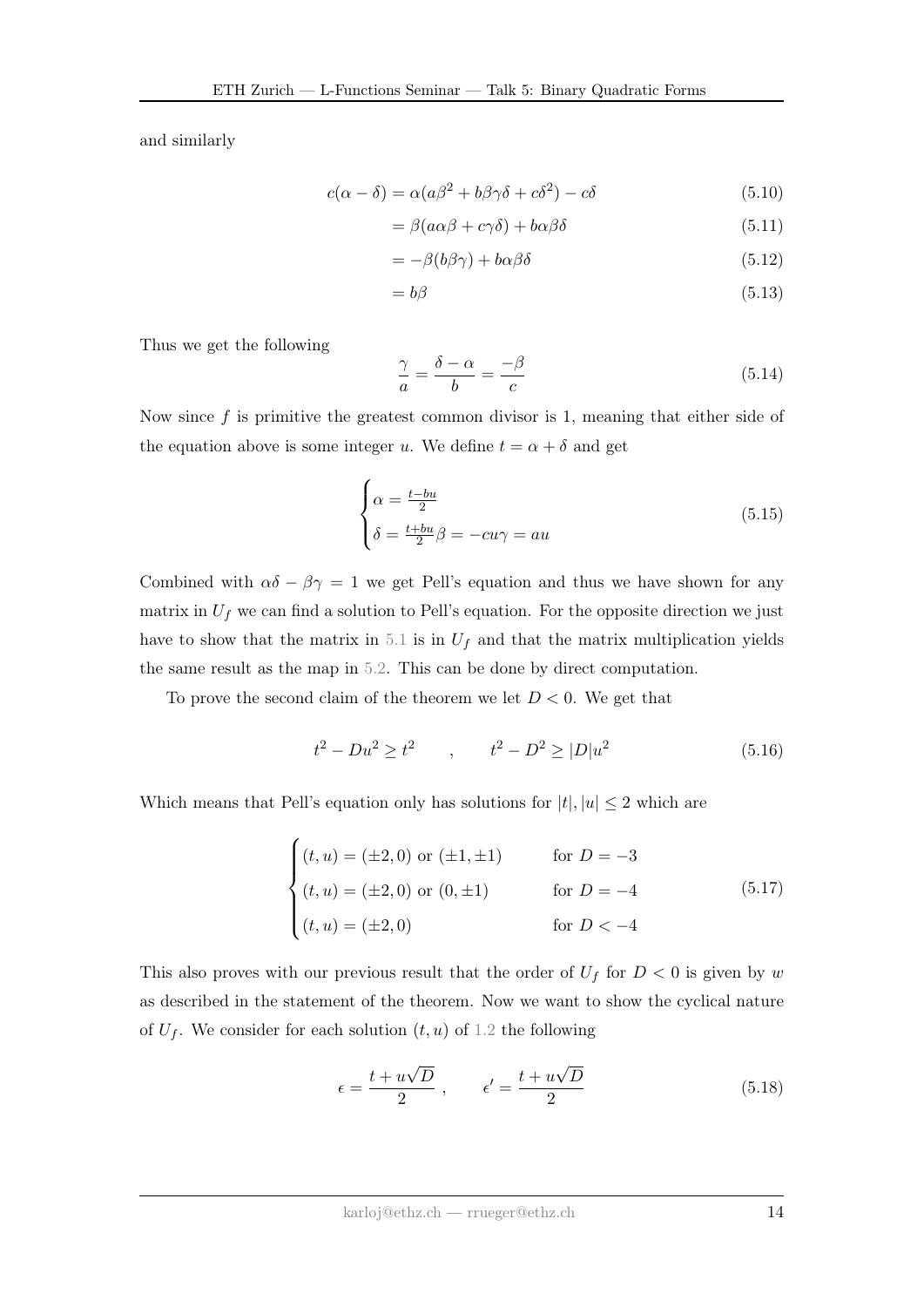and similarly

$$c(\alpha - \delta) = \alpha(a\beta^2 + b\beta\gamma\delta + c\delta^2) - c\delta \tag{5.10}$$

$$= \beta(a\alpha\beta + c\gamma\delta) + b\alpha\beta\delta \tag{5.11}$$

$$= -\beta(b\beta\gamma) + b\alpha\beta\delta \tag{5.12}$$

$$= b\beta \tag{5.13}$$

Thus we get the following

$$\frac{\gamma}{a} = \frac{\delta - \alpha}{b} = \frac{-\beta}{c} \tag{5.14}$$

Now since $f$ is primitive the greatest common divisor is 1, meaning that either side of the equation above is some integer $u$. We define $t = \alpha + \delta$ and get

$$\begin{cases} \alpha = \frac{t-bu}{2} \\ \delta = \frac{t+bu}{2}\beta = -cu\gamma = au \end{cases} \tag{5.15}$$

Combined with $\alpha\delta - \beta\gamma = 1$ we get Pell's equation and thus we have shown for any matrix in $U_f$ we can find a solution to Pell's equation. For the opposite direction we just have to show that the matrix in 5.1 is in $U_f$ and that the matrix multiplication yields the same result as the map in 5.2. This can be done by direct computation.

To prove the second claim of the theorem we let $D < 0$. We get that

$$t^2 - Du^2 \geq t^2 \qquad , \qquad t^2 - D^2 \geq |D|u^2 \tag{5.16}$$

Which means that Pell's equation only has solutions for $|t|, |u| \leq 2$ which are

$$\begin{cases} (t,u) = (\pm 2, 0) \text{ or } (\pm 1, \pm 1) & \text{for } D = -3 \\ (t,u) = (\pm 2, 0) \text{ or } (0, \pm 1) & \text{for } D = -4 \\ (t,u) = (\pm 2, 0) & \text{for } D < -4 \end{cases} \tag{5.17}$$

This also proves with our previous result that the order of $U_f$ for $D < 0$ is given by $w$ as described in the statement of the theorem. Now we want to show the cyclical nature of $U_f$. We consider for each solution $(t, u)$ of 1.2 the following

$$\epsilon = \frac{t + u\sqrt{D}}{2} \ , \qquad \epsilon' = \frac{t + u\sqrt{D}}{2} \tag{5.18}$$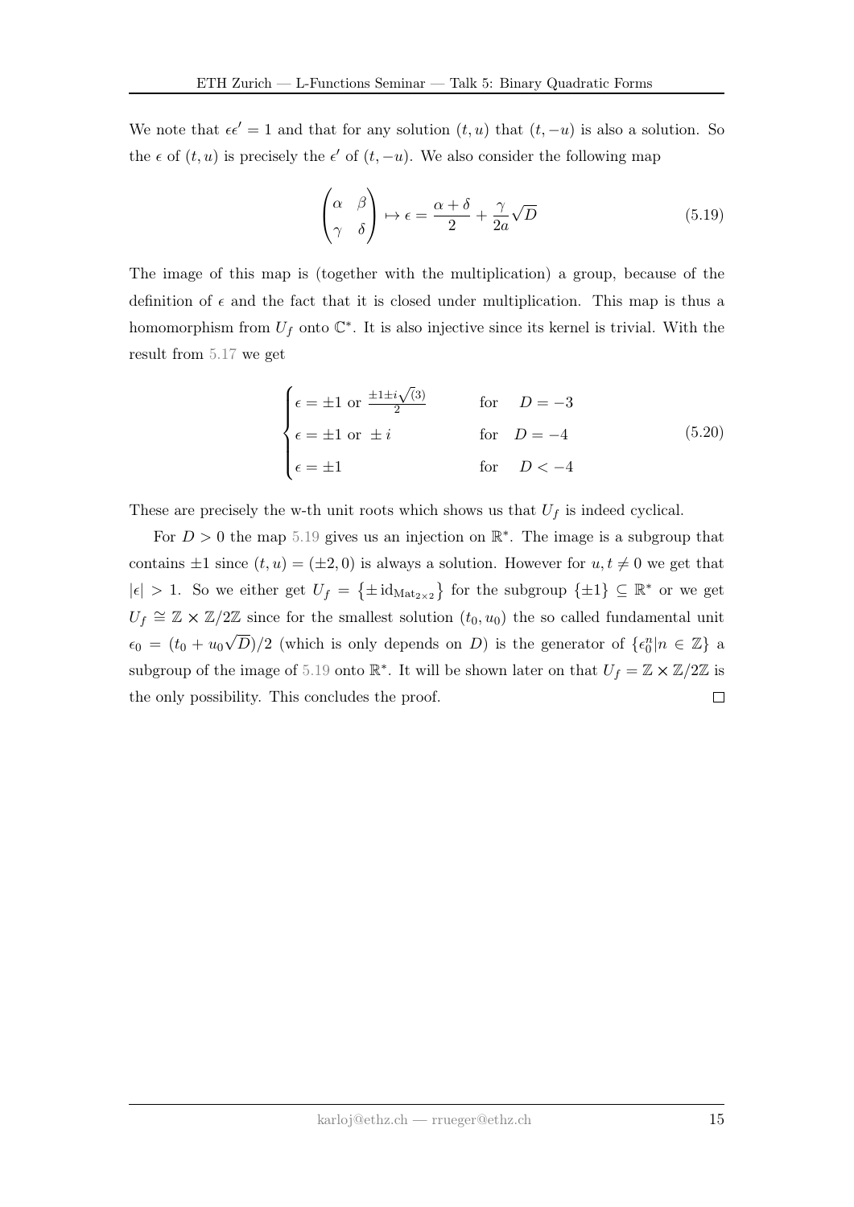We note that $\epsilon\epsilon' = 1$ and that for any solution $(t, u)$ that $(t, -u)$ is also a solution. So the $\epsilon$ of $(t, u)$ is precisely the $\epsilon'$ of $(t, -u)$. We also consider the following map

$$\begin{pmatrix} \alpha & \beta \\ \gamma & \delta \end{pmatrix} \mapsto \epsilon = \frac{\alpha + \delta}{2} + \frac{\gamma}{2a}\sqrt{D} \tag{5.19}$$

The image of this map is (together with the multiplication) a group, because of the definition of $\epsilon$ and the fact that it is closed under multiplication. This map is thus a homomorphism from $U_f$ onto $\mathbb{C}^*$. It is also injective since its kernel is trivial. With the result from 5.17 we get

$$\begin{cases} \epsilon = \pm 1 \text{ or } \frac{\pm 1 \pm i\sqrt{(3)}}{2} & \text{for} \quad D = -3 \\ \epsilon = \pm 1 \text{ or } \pm i & \text{for} \quad D = -4 \\ \epsilon = \pm 1 & \text{for} \quad D < -4 \end{cases} \tag{5.20}$$

These are precisely the w-th unit roots which shows us that $U_f$ is indeed cyclical.

For $D > 0$ the map 5.19 gives us an injection on $\mathbb{R}^*$. The image is a subgroup that contains $\pm 1$ since $(t, u) = (\pm 2, 0)$ is always a solution. However for $u, t \neq 0$ we get that $|\epsilon| > 1$. So we either get $U_f = \{\pm \mathrm{id}_{\mathrm{Mat}_{2\times 2}}\}$ for the subgroup $\{\pm 1\} \subseteq \mathbb{R}^*$ or we get $U_f \cong \mathbb{Z} \times \mathbb{Z}/2\mathbb{Z}$ since for the smallest solution $(t_0, u_0)$ the so called fundamental unit $\epsilon_0 = (t_0 + u_0\sqrt{D})/2$ (which is only depends on $D$) is the generator of $\{\epsilon_0^n | n \in \mathbb{Z}\}$ a subgroup of the image of 5.19 onto $\mathbb{R}^*$. It will be shown later on that $U_f = \mathbb{Z} \times \mathbb{Z}/2\mathbb{Z}$ is the only possibility. This concludes the proof. $\square$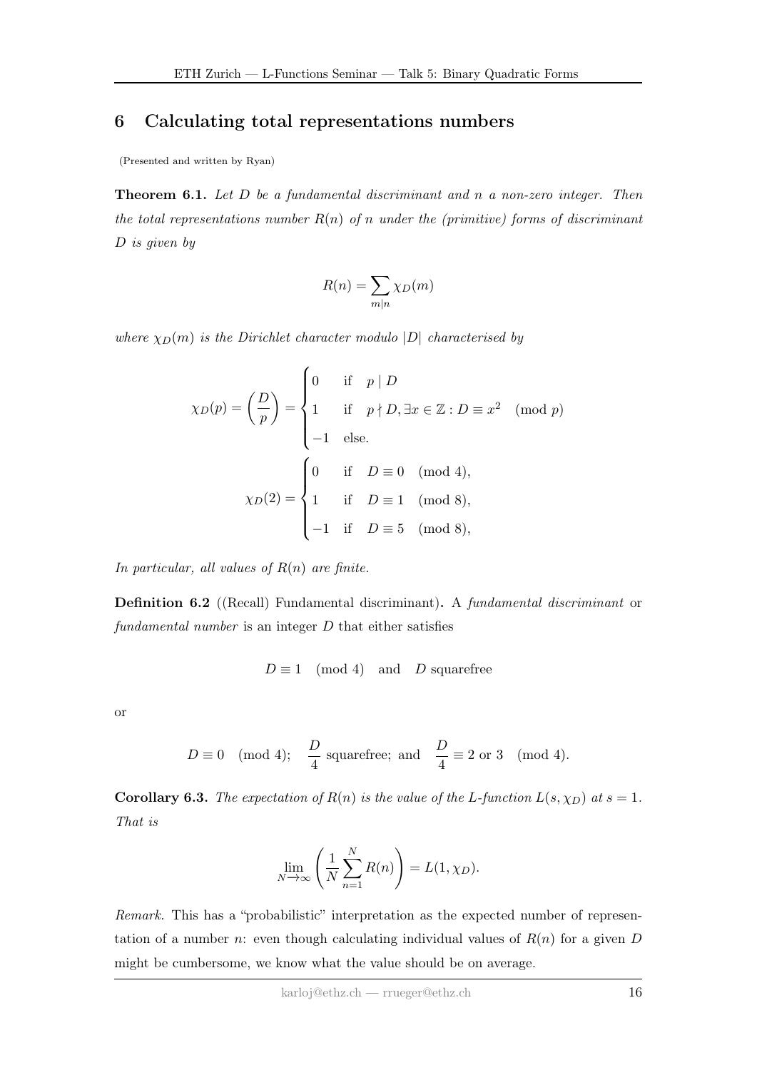## 6 Calculating total representations numbers

(Presented and written by Ryan)

**Theorem 6.1.** *Let $D$ be a fundamental discriminant and $n$ a non-zero integer. Then the total representations number $R(n)$ of $n$ under the (primitive) forms of discriminant $D$ is given by*

$$R(n) = \sum_{m|n} \chi_D(m)$$

*where $\chi_D(m)$ is the Dirichlet character modulo $|D|$ characterised by*

$$\chi_D(p) = \left(\frac{D}{p}\right) = \begin{cases} 0 & \text{if} \quad p \mid D \\ 1 & \text{if} \quad p \nmid D, \exists x \in \mathbb{Z} : D \equiv x^2 \pmod{p} \\ -1 & \text{else.} \end{cases}$$

$$\chi_D(2) = \begin{cases} 0 & \text{if} \quad D \equiv 0 \pmod{4}, \\ 1 & \text{if} \quad D \equiv 1 \pmod{8}, \\ -1 & \text{if} \quad D \equiv 5 \pmod{8}, \end{cases}$$

*In particular, all values of $R(n)$ are finite.*

**Definition 6.2** ((Recall) Fundamental discriminant)**.** A *fundamental discriminant* or *fundamental number* is an integer $D$ that either satisfies

$$D \equiv 1 \pmod{4} \quad \text{and} \quad D \text{ squarefree}$$

or

$$D \equiv 0 \pmod{4}; \quad \frac{D}{4} \text{ squarefree; and } \quad \frac{D}{4} \equiv 2 \text{ or } 3 \pmod{4}.$$

**Corollary 6.3.** *The expectation of $R(n)$ is the value of the L-function $L(s, \chi_D)$ at $s = 1$. That is*

$$\lim_{N \to \infty} \left( \frac{1}{N} \sum_{n=1}^{N} R(n) \right) = L(1, \chi_D).$$

*Remark.* This has a "probabilistic" interpretation as the expected number of representation of a number $n$: even though calculating individual values of $R(n)$ for a given $D$ might be cumbersome, we know what the value should be on average.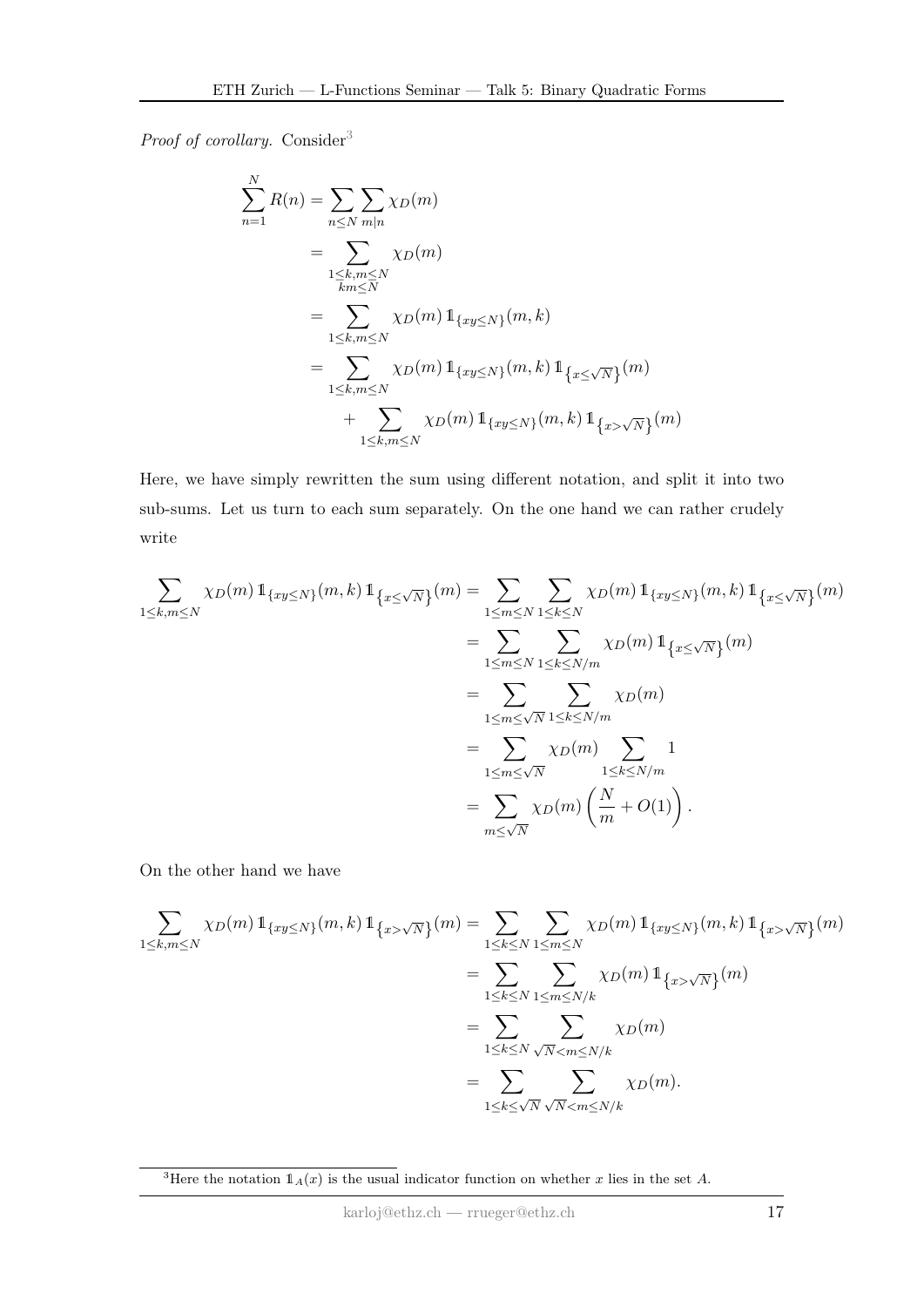*Proof of corollary.* Consider[3]

$$
\begin{aligned}
\sum_{n=1}^{N} R(n) &= \sum_{n \le N} \sum_{m | n} \chi_D(m) \\
&= \sum_{\substack{1 \le k, m \le N \\ km \le N}} \chi_D(m) \\
&= \sum_{1 \le k, m \le N} \chi_D(m) \, \mathbb{1}_{\{xy \le N\}}(m,k) \\
&= \sum_{1 \le k, m \le N} \chi_D(m) \, \mathbb{1}_{\{xy \le N\}}(m,k) \, \mathbb{1}_{\{x \le \sqrt{N}\}}(m) \\
&\quad + \sum_{1 \le k, m \le N} \chi_D(m) \, \mathbb{1}_{\{xy \le N\}}(m,k) \, \mathbb{1}_{\{x > \sqrt{N}\}}(m)
\end{aligned}
$$

Here, we have simply rewritten the sum using different notation, and split it into two sub-sums. Let us turn to each sum separately. On the one hand we can rather crudely write

$$
\begin{aligned}
\sum_{1 \le k, m \le N} \chi_D(m) \, \mathbb{1}_{\{xy \le N\}}(m,k) \, \mathbb{1}_{\{x \le \sqrt{N}\}}(m) &= \sum_{1 \le m \le N} \sum_{1 \le k \le N} \chi_D(m) \, \mathbb{1}_{\{xy \le N\}}(m,k) \, \mathbb{1}_{\{x \le \sqrt{N}\}}(m) \\
&= \sum_{1 \le m \le N} \sum_{1 \le k \le N/m} \chi_D(m) \, \mathbb{1}_{\{x \le \sqrt{N}\}}(m) \\
&= \sum_{1 \le m \le \sqrt{N}} \sum_{1 \le k \le N/m} \chi_D(m) \\
&= \sum_{1 \le m \le \sqrt{N}} \chi_D(m) \sum_{1 \le k \le N/m} 1 \\
&= \sum_{m \le \sqrt{N}} \chi_D(m) \left( \frac{N}{m} + O(1) \right).
\end{aligned}
$$

On the other hand we have

$$
\begin{aligned}
\sum_{1 \le k, m \le N} \chi_D(m) \, \mathbb{1}_{\{xy \le N\}}(m,k) \, \mathbb{1}_{\{x > \sqrt{N}\}}(m) &= \sum_{1 \le k \le N} \sum_{1 \le m \le N} \chi_D(m) \, \mathbb{1}_{\{xy \le N\}}(m,k) \, \mathbb{1}_{\{x > \sqrt{N}\}}(m) \\
&= \sum_{1 \le k \le N} \sum_{1 \le m \le N/k} \chi_D(m) \, \mathbb{1}_{\{x > \sqrt{N}\}}(m) \\
&= \sum_{1 \le k \le N} \sum_{\sqrt{N} < m \le N/k} \chi_D(m) \\
&= \sum_{1 \le k \le \sqrt{N}} \sum_{\sqrt{N} < m \le N/k} \chi_D(m).
\end{aligned}
$$

[3] Here the notation $\mathbb{1}_A(x)$ is the usual indicator function on whether $x$ lies in the set $A$.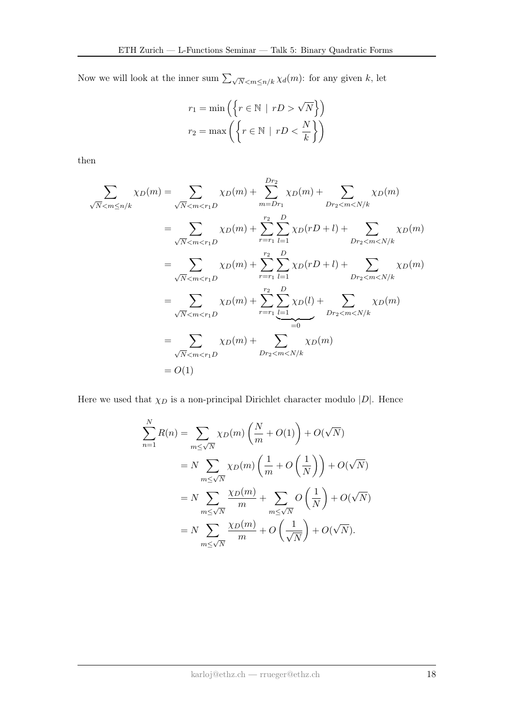Now we will look at the inner sum $\sum_{\sqrt{N}<m\leq n/k} \chi_d(m)$: for any given $k$, let

$$r_1 = \min\left(\left\{r \in \mathbb{N} \mid rD > \sqrt{N}\right\}\right)$$
$$r_2 = \max\left(\left\{r \in \mathbb{N} \mid rD < \frac{N}{k}\right\}\right)$$

then

$$\begin{aligned}
\sum_{\sqrt{N}<m\leq n/k} \chi_D(m) &= \sum_{\sqrt{N}<m<r_1 D} \chi_D(m) + \sum_{m=Dr_1}^{Dr_2} \chi_D(m) + \sum_{Dr_2<m<N/k} \chi_D(m) \\
&= \sum_{\sqrt{N}<m<r_1 D} \chi_D(m) + \sum_{r=r_1}^{r_2} \sum_{l=1}^{D} \chi_D(rD+l) + \sum_{Dr_2<m<N/k} \chi_D(m) \\
&= \sum_{\sqrt{N}<m<r_1 D} \chi_D(m) + \sum_{r=r_1}^{r_2} \sum_{l=1}^{D} \chi_D(rD+l) + \sum_{Dr_2<m<N/k} \chi_D(m) \\
&= \sum_{\sqrt{N}<m<r_1 D} \chi_D(m) + \sum_{r=r_1}^{r_2} \underbrace{\sum_{l=1}^{D} \chi_D(l)}_{=0} + \sum_{Dr_2<m<N/k} \chi_D(m) \\
&= \sum_{\sqrt{N}<m<r_1 D} \chi_D(m) + \sum_{Dr_2<m<N/k} \chi_D(m) \\
&= O(1)
\end{aligned}$$

Here we used that $\chi_D$ is a non-principal Dirichlet character modulo $|D|$. Hence

$$\begin{aligned}
\sum_{n=1}^{N} R(n) &= \sum_{m\leq\sqrt{N}} \chi_D(m)\left(\frac{N}{m} + O(1)\right) + O(\sqrt{N}) \\
&= N \sum_{m\leq\sqrt{N}} \chi_D(m)\left(\frac{1}{m} + O\left(\frac{1}{N}\right)\right) + O(\sqrt{N}) \\
&= N \sum_{m\leq\sqrt{N}} \frac{\chi_D(m)}{m} + \sum_{m\leq\sqrt{N}} O\left(\frac{1}{N}\right) + O(\sqrt{N}) \\
&= N \sum_{m\leq\sqrt{N}} \frac{\chi_D(m)}{m} + O\left(\frac{1}{\sqrt{N}}\right) + O(\sqrt{N}).
\end{aligned}$$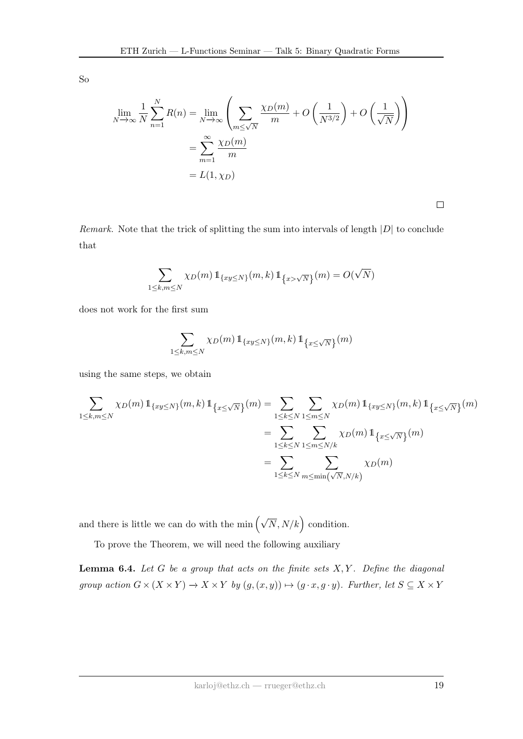So

$$
\begin{aligned}
\lim_{N\to\infty} \frac{1}{N}\sum_{n=1}^{N} R(n) &= \lim_{N\to\infty}\left(\sum_{m\le\sqrt{N}} \frac{\chi_D(m)}{m} + O\left(\frac{1}{N^{3/2}}\right) + O\left(\frac{1}{\sqrt{N}}\right)\right) \\
&= \sum_{m=1}^{\infty} \frac{\chi_D(m)}{m} \\
&= L(1,\chi_D)
\end{aligned}
$$

□

*Remark.* Note that the trick of splitting the sum into intervals of length $|D|$ to conclude that

$$
\sum_{1\le k,m\le N} \chi_D(m)\,\mathbb{1}_{\{xy\le N\}}(m,k)\,\mathbb{1}_{\{x>\sqrt{N}\}}(m) = O(\sqrt{N})
$$

does not work for the first sum

$$
\sum_{1\le k,m\le N} \chi_D(m)\,\mathbb{1}_{\{xy\le N\}}(m,k)\,\mathbb{1}_{\{x\le\sqrt{N}\}}(m)
$$

using the same steps, we obtain

$$
\begin{aligned}
\sum_{1\le k,m\le N} \chi_D(m)\,\mathbb{1}_{\{xy\le N\}}(m,k)\,\mathbb{1}_{\{x\le\sqrt{N}\}}(m) &= \sum_{1\le k\le N}\sum_{1\le m\le N} \chi_D(m)\,\mathbb{1}_{\{xy\le N\}}(m,k)\,\mathbb{1}_{\{x\le\sqrt{N}\}}(m) \\
&= \sum_{1\le k\le N}\sum_{1\le m\le N/k} \chi_D(m)\,\mathbb{1}_{\{x\le\sqrt{N}\}}(m) \\
&= \sum_{1\le k\le N}\sum_{m\le\min\left(\sqrt{N},N/k\right)} \chi_D(m)
\end{aligned}
$$

and there is little we can do with the $\min\left(\sqrt{N}, N/k\right)$ condition.

To prove the Theorem, we will need the following auxiliary

**Lemma 6.4.** *Let $G$ be a group that acts on the finite sets $X, Y$. Define the diagonal group action $G\times(X\times Y)\to X\times Y$ by $(g,(x,y))\mapsto(g\cdot x, g\cdot y)$. Further, let $S\subseteq X\times Y$*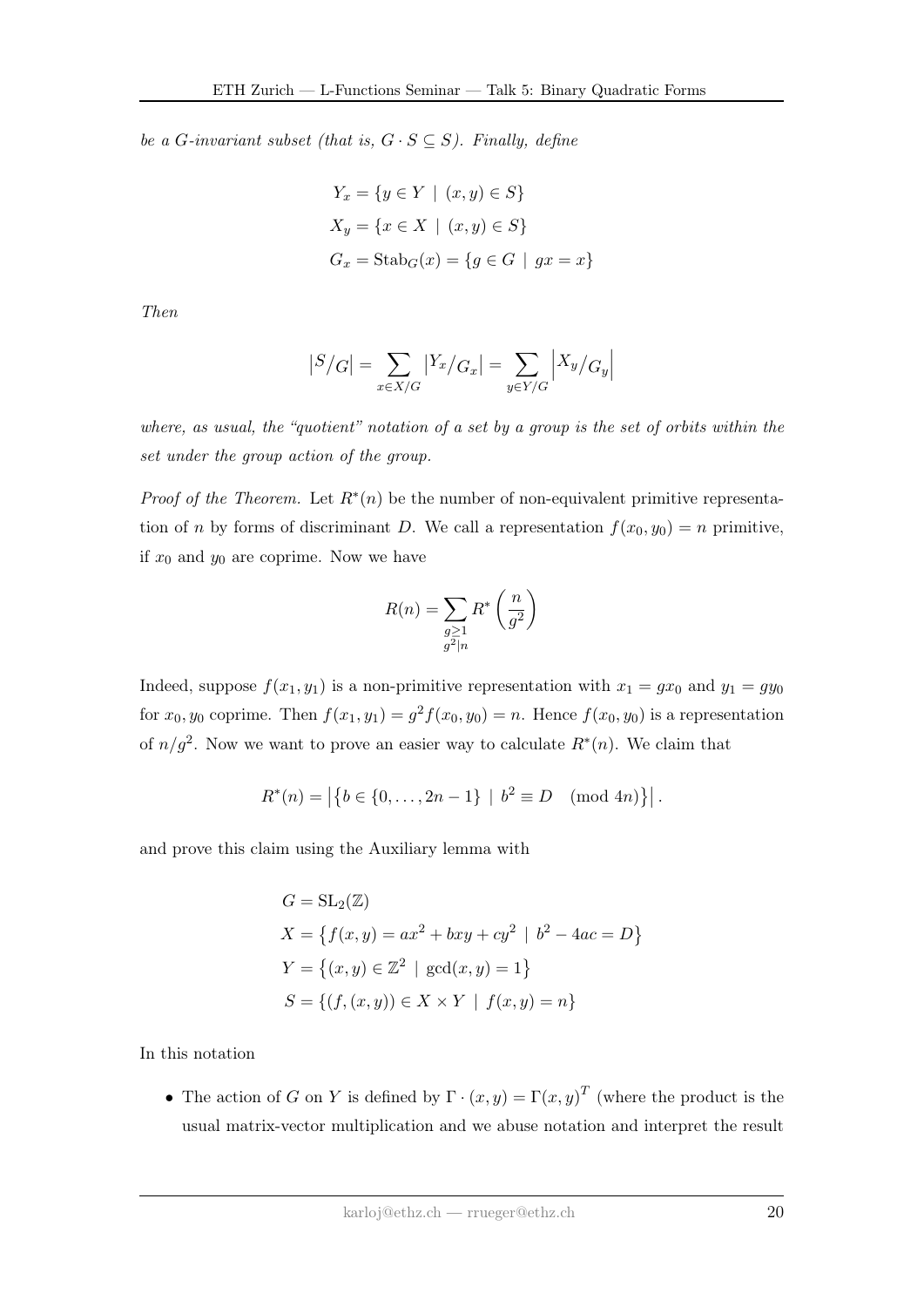*be a $G$-invariant subset (that is, $G \cdot S \subseteq S$). Finally, define*

$$
\begin{aligned}
Y_x &= \{y \in Y \mid (x, y) \in S\} \\
X_y &= \{x \in X \mid (x, y) \in S\} \\
G_x &= \operatorname{Stab}_G(x) = \{g \in G \mid gx = x\}
\end{aligned}
$$

*Then*

$$
\left| {}^{S}\!/_{G} \right| = \sum_{x \in X/G} \left| {}^{Y_x}\!/_{G_x} \right| = \sum_{y \in Y/G} \left| {}^{X_y}\!/_{G_y} \right|
$$

*where, as usual, the "quotient" notation of a set by a group is the set of orbits within the set under the group action of the group.*

*Proof of the Theorem.* Let $R^*(n)$ be the number of non-equivalent primitive representation of $n$ by forms of discriminant $D$. We call a representation $f(x_0, y_0) = n$ primitive, if $x_0$ and $y_0$ are coprime. Now we have

$$
R(n) = \sum_{\substack{g \geq 1 \\ g^2 | n}} R^* \left( \frac{n}{g^2} \right)
$$

Indeed, suppose $f(x_1, y_1)$ is a non-primitive representation with $x_1 = gx_0$ and $y_1 = gy_0$ for $x_0, y_0$ coprime. Then $f(x_1, y_1) = g^2 f(x_0, y_0) = n$. Hence $f(x_0, y_0)$ is a representation of $n/g^2$. Now we want to prove an easier way to calculate $R^*(n)$. We claim that

$$
R^*(n) = \left| \left\{ b \in \{0, \ldots, 2n-1\} \mid b^2 \equiv D \pmod{4n} \right\} \right|.
$$

and prove this claim using the Auxiliary lemma with

$$
\begin{aligned}
G &= \mathrm{SL}_2(\mathbb{Z}) \\
X &= \left\{ f(x, y) = ax^2 + bxy + cy^2 \mid b^2 - 4ac = D \right\} \\
Y &= \left\{ (x, y) \in \mathbb{Z}^2 \mid \gcd(x, y) = 1 \right\} \\
S &= \{ (f, (x, y)) \in X \times Y \mid f(x, y) = n \}
\end{aligned}
$$

In this notation

- The action of $G$ on $Y$ is defined by $\Gamma \cdot (x, y) = \Gamma (x, y)^T$ (where the product is the usual matrix-vector multiplication and we abuse notation and interpret the result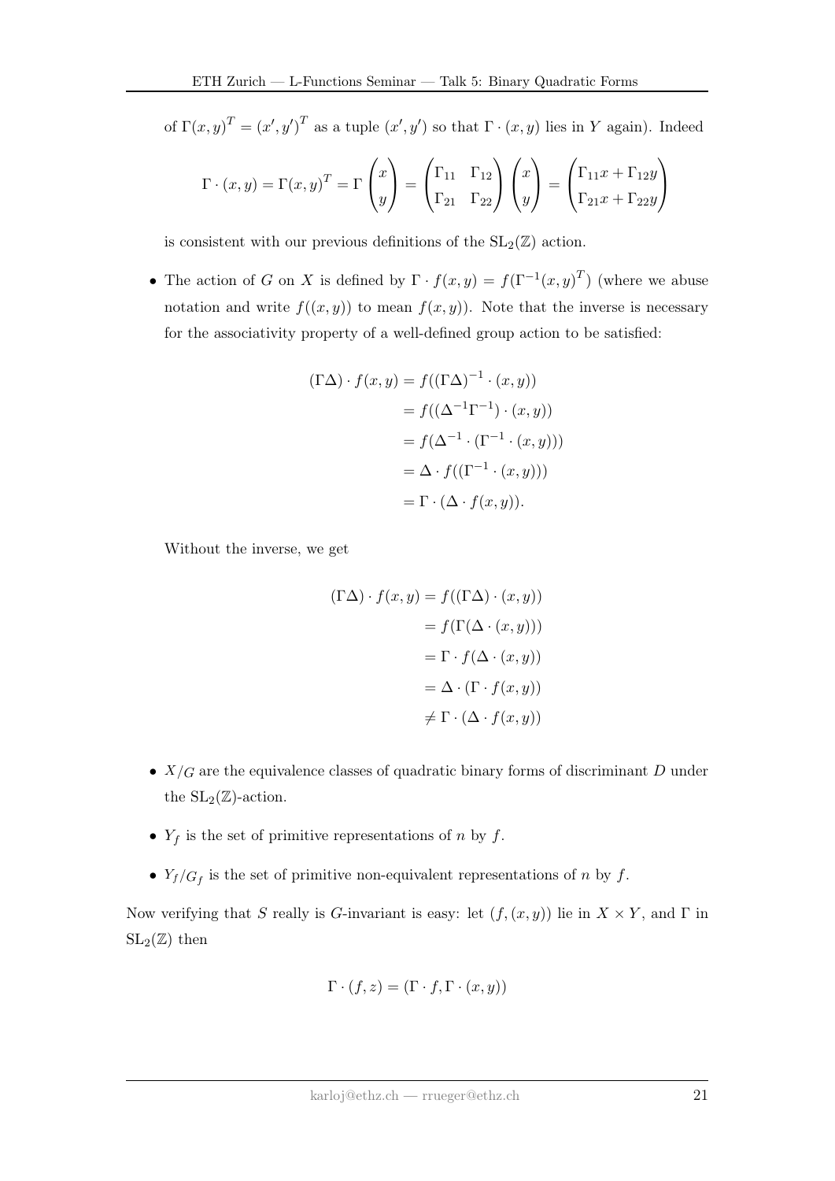of $\Gamma(x,y)^T = (x',y')^T$ as a tuple $(x',y')$ so that $\Gamma \cdot (x,y)$ lies in $Y$ again). Indeed

$$\Gamma \cdot (x,y) = \Gamma(x,y)^T = \Gamma \begin{pmatrix} x \\ y \end{pmatrix} = \begin{pmatrix} \Gamma_{11} & \Gamma_{12} \\ \Gamma_{21} & \Gamma_{22} \end{pmatrix} \begin{pmatrix} x \\ y \end{pmatrix} = \begin{pmatrix} \Gamma_{11}x + \Gamma_{12}y \\ \Gamma_{21}x + \Gamma_{22}y \end{pmatrix}$$

is consistent with our previous definitions of the $\mathrm{SL}_2(\mathbb{Z})$ action.

- The action of $G$ on $X$ is defined by $\Gamma \cdot f(x,y) = f(\Gamma^{-1}(x,y)^T)$ (where we abuse notation and write $f((x,y))$ to mean $f(x,y)$). Note that the inverse is necessary for the associativity property of a well-defined group action to be satisfied:

$$\begin{aligned}
(\Gamma\Delta) \cdot f(x,y) &= f((\Gamma\Delta)^{-1} \cdot (x,y)) \\
&= f((\Delta^{-1}\Gamma^{-1}) \cdot (x,y)) \\
&= f(\Delta^{-1} \cdot (\Gamma^{-1} \cdot (x,y))) \\
&= \Delta \cdot f((\Gamma^{-1} \cdot (x,y))) \\
&= \Gamma \cdot (\Delta \cdot f(x,y)).
\end{aligned}$$

Without the inverse, we get

$$\begin{aligned}
(\Gamma\Delta) \cdot f(x,y) &= f((\Gamma\Delta) \cdot (x,y)) \\
&= f(\Gamma(\Delta \cdot (x,y))) \\
&= \Gamma \cdot f(\Delta \cdot (x,y)) \\
&= \Delta \cdot (\Gamma \cdot f(x,y)) \\
&\neq \Gamma \cdot (\Delta \cdot f(x,y))
\end{aligned}$$

- $X/G$ are the equivalence classes of quadratic binary forms of discriminant $D$ under the $\mathrm{SL}_2(\mathbb{Z})$-action.
- $Y_f$ is the set of primitive representations of $n$ by $f$.
- $Y_f/G_f$ is the set of primitive non-equivalent representations of $n$ by $f$.

Now verifying that $S$ really is $G$-invariant is easy: let $(f,(x,y))$ lie in $X \times Y$, and $\Gamma$ in $\mathrm{SL}_2(\mathbb{Z})$ then

$$\Gamma \cdot (f,z) = (\Gamma \cdot f, \Gamma \cdot (x,y))$$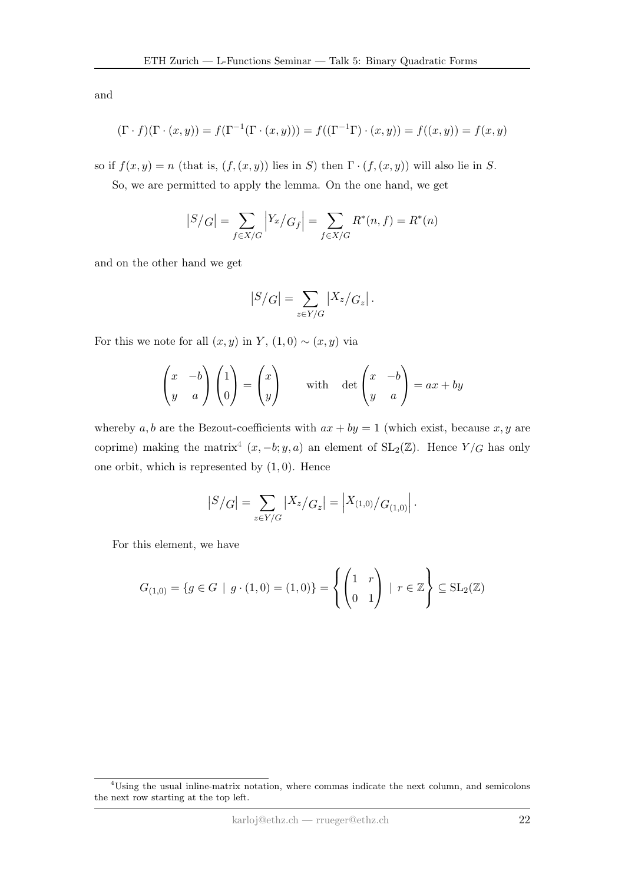and

$$(\Gamma \cdot f)(\Gamma \cdot (x,y)) = f(\Gamma^{-1}(\Gamma \cdot (x,y))) = f((\Gamma^{-1}\Gamma) \cdot (x,y)) = f((x,y)) = f(x,y)$$

so if $f(x,y) = n$ (that is, $(f,(x,y))$ lies in $S$) then $\Gamma \cdot (f,(x,y))$ will also lie in $S$.

So, we are permitted to apply the lemma. On the one hand, we get

$$\left|{}^{S}\!/_{G}\right| = \sum_{f \in X/G} \left|{}^{Y_x}\!/_{G_f}\right| = \sum_{f \in X/G} R^*(n,f) = R^*(n)$$

and on the other hand we get

$$\left|{}^{S}\!/_{G}\right| = \sum_{z \in Y/G} \left|{}^{X_z}\!/_{G_z}\right|.$$

For this we note for all $(x,y)$ in $Y$, $(1,0) \sim (x,y)$ via

$$\begin{pmatrix} x & -b \\ y & a \end{pmatrix} \begin{pmatrix} 1 \\ 0 \end{pmatrix} = \begin{pmatrix} x \\ y \end{pmatrix} \qquad \text{with} \quad \det \begin{pmatrix} x & -b \\ y & a \end{pmatrix} = ax + by$$

whereby $a, b$ are the Bezout-coefficients with $ax + by = 1$ (which exist, because $x, y$ are coprime) making the matrix[4] $(x, -b; y, a)$ an element of $\mathrm{SL}_2(\mathbb{Z})$. Hence ${}^{Y}\!/_{G}$ has only one orbit, which is represented by $(1,0)$. Hence

$$\left|{}^{S}\!/_{G}\right| = \sum_{z \in Y/G} \left|{}^{X_z}\!/_{G_z}\right| = \left|{}^{X_{(1,0)}}\!/_{G_{(1,0)}}\right|.$$

For this element, we have

$$G_{(1,0)} = \{g \in G \mid g \cdot (1,0) = (1,0)\} = \left\{ \begin{pmatrix} 1 & r \\ 0 & 1 \end{pmatrix} \mid r \in \mathbb{Z} \right\} \subseteq \mathrm{SL}_2(\mathbb{Z})$$

[4] Using the usual inline-matrix notation, where commas indicate the next column, and semicolons the next row starting at the top left.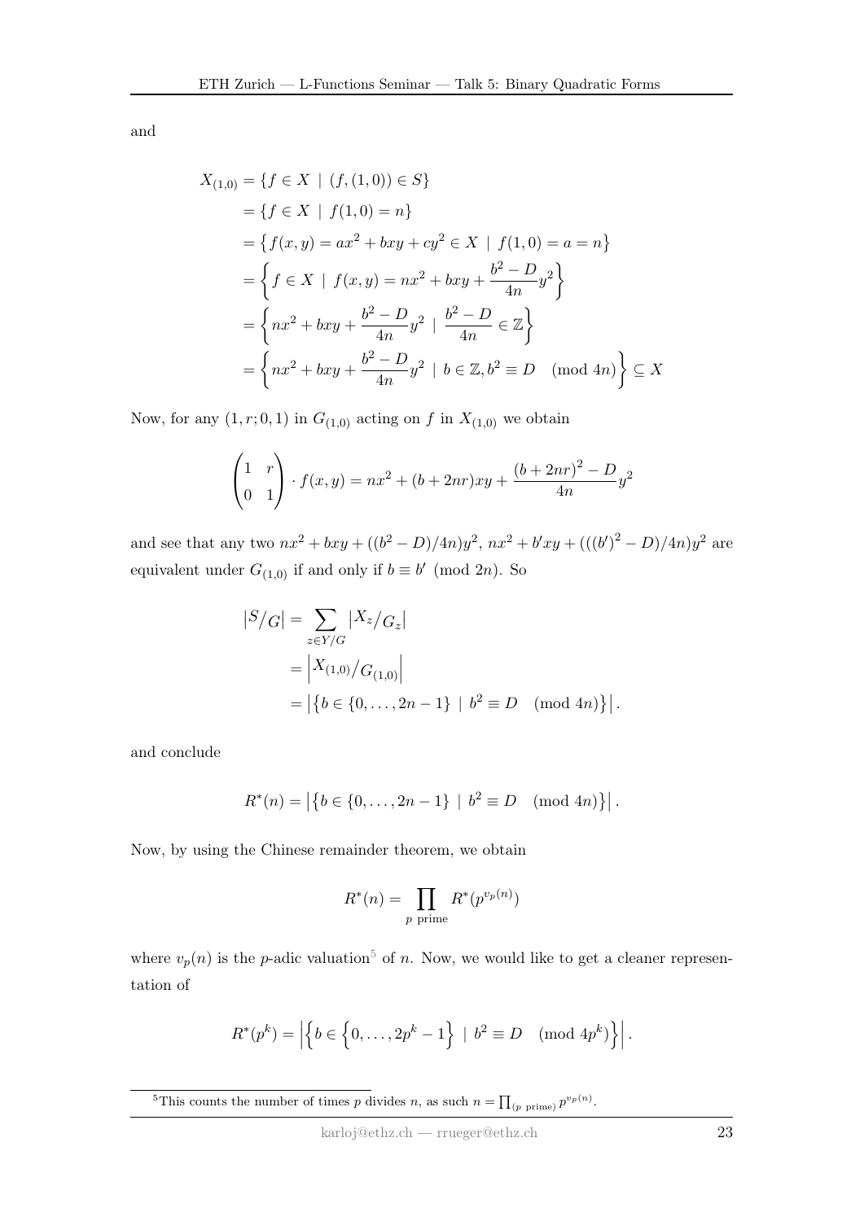and

$$
\begin{aligned}
X_{(1,0)} &= \{f \in X \mid (f,(1,0)) \in S\} \\
&= \{f \in X \mid f(1,0) = n\} \\
&= \left\{f(x,y) = ax^2 + bxy + cy^2 \in X \mid f(1,0) = a = n\right\} \\
&= \left\{f \in X \mid f(x,y) = nx^2 + bxy + \frac{b^2 - D}{4n} y^2\right\} \\
&= \left\{nx^2 + bxy + \frac{b^2 - D}{4n} y^2 \mid \frac{b^2 - D}{4n} \in \mathbb{Z}\right\} \\
&= \left\{nx^2 + bxy + \frac{b^2 - D}{4n} y^2 \mid b \in \mathbb{Z}, b^2 \equiv D \pmod{4n}\right\} \subseteq X
\end{aligned}
$$

Now, for any $(1, r; 0, 1)$ in $G_{(1,0)}$ acting on $f$ in $X_{(1,0)}$ we obtain

$$
\begin{pmatrix} 1 & r \\ 0 & 1 \end{pmatrix} \cdot f(x,y) = nx^2 + (b + 2nr)xy + \frac{(b+2nr)^2 - D}{4n} y^2
$$

and see that any two $nx^2 + bxy + ((b^2 - D)/4n)y^2$, $nx^2 + b'xy + (((b')^2 - D)/4n)y^2$ are equivalent under $G_{(1,0)}$ if and only if $b \equiv b' \pmod{2n}$. So

$$
\begin{aligned}
\left|S/G\right| &= \sum_{z \in Y/G} \left|X_z/G_z\right| \\
&= \left|X_{(1,0)}/G_{(1,0)}\right| \\
&= \left|\left\{b \in \{0, \ldots, 2n-1\} \mid b^2 \equiv D \pmod{4n}\right\}\right|.
\end{aligned}
$$

and conclude

$$
R^*(n) = \left|\left\{b \in \{0, \ldots, 2n-1\} \mid b^2 \equiv D \pmod{4n}\right\}\right|.
$$

Now, by using the Chinese remainder theorem, we obtain

$$
R^*(n) = \prod_{p \text{ prime}} R^*(p^{v_p(n)})
$$

where $v_p(n)$ is the $p$-adic valuation[5] of $n$. Now, we would like to get a cleaner representation of

$$
R^*(p^k) = \left|\left\{b \in \left\{0, \ldots, 2p^k - 1\right\} \mid b^2 \equiv D \pmod{4p^k}\right\}\right|.
$$

[5] This counts the number of times $p$ divides $n$, as such $n = \prod_{(p \text{ prime})} p^{v_p(n)}$.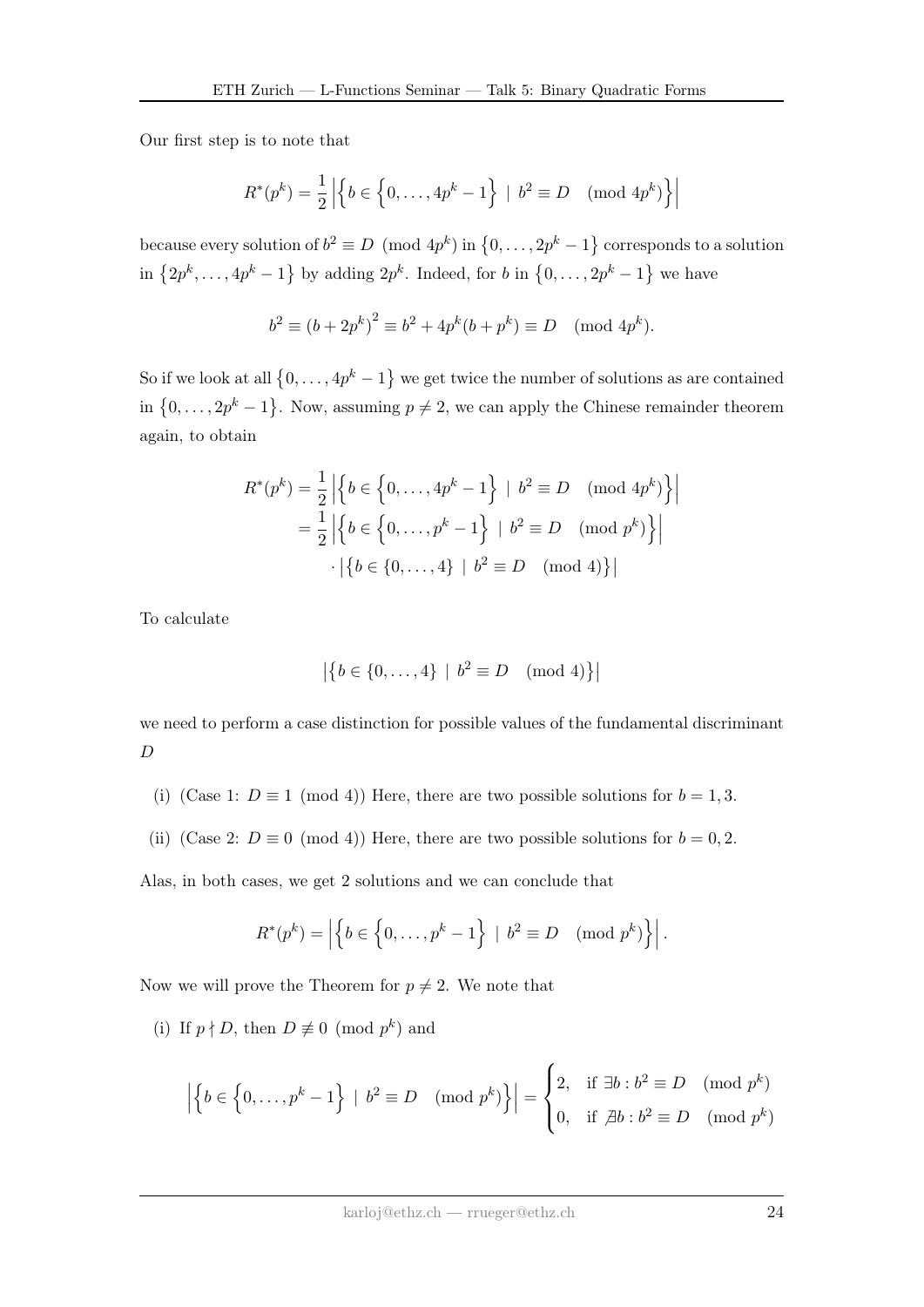Our first step is to note that

$$R^*(p^k) = \frac{1}{2}\left|\left\{b \in \left\{0, \dots, 4p^k - 1\right\} \mid b^2 \equiv D \pmod{4p^k}\right\}\right|$$

because every solution of $b^2 \equiv D \pmod{4p^k}$ in $\left\{0, \dots, 2p^k - 1\right\}$ corresponds to a solution in $\left\{2p^k, \dots, 4p^k - 1\right\}$ by adding $2p^k$. Indeed, for $b$ in $\left\{0, \dots, 2p^k - 1\right\}$ we have

$$b^2 \equiv \left(b + 2p^k\right)^2 \equiv b^2 + 4p^k(b + p^k) \equiv D \pmod{4p^k}.$$

So if we look at all $\left\{0, \dots, 4p^k - 1\right\}$ we get twice the number of solutions as are contained in $\left\{0, \dots, 2p^k - 1\right\}$. Now, assuming $p \neq 2$, we can apply the Chinese remainder theorem again, to obtain

$$\begin{aligned}
R^*(p^k) &= \frac{1}{2}\left|\left\{b \in \left\{0, \dots, 4p^k - 1\right\} \mid b^2 \equiv D \pmod{4p^k}\right\}\right| \\
&= \frac{1}{2}\left|\left\{b \in \left\{0, \dots, p^k - 1\right\} \mid b^2 \equiv D \pmod{p^k}\right\}\right| \\
&\quad \cdot \left|\left\{b \in \{0, \dots, 4\} \mid b^2 \equiv D \pmod{4}\right\}\right|
\end{aligned}$$

To calculate

$$\left|\left\{b \in \{0, \dots, 4\} \mid b^2 \equiv D \pmod{4}\right\}\right|$$

we need to perform a case distinction for possible values of the fundamental discriminant $D$

(i) (Case 1: $D \equiv 1 \pmod 4$) Here, there are two possible solutions for $b = 1, 3$.

(ii) (Case 2: $D \equiv 0 \pmod 4$) Here, there are two possible solutions for $b = 0, 2$.

Alas, in both cases, we get 2 solutions and we can conclude that

$$R^*(p^k) = \left|\left\{b \in \left\{0, \dots, p^k - 1\right\} \mid b^2 \equiv D \pmod{p^k}\right\}\right|.$$

Now we will prove the Theorem for $p \neq 2$. We note that

(i) If $p \nmid D$, then $D \not\equiv 0 \pmod{p^k}$ and

$$\left|\left\{b \in \left\{0, \dots, p^k - 1\right\} \mid b^2 \equiv D \pmod{p^k}\right\}\right| = \begin{cases} 2, & \text{if } \exists b : b^2 \equiv D \pmod{p^k} \\ 0, & \text{if } \nexists b : b^2 \equiv D \pmod{p^k} \end{cases}$$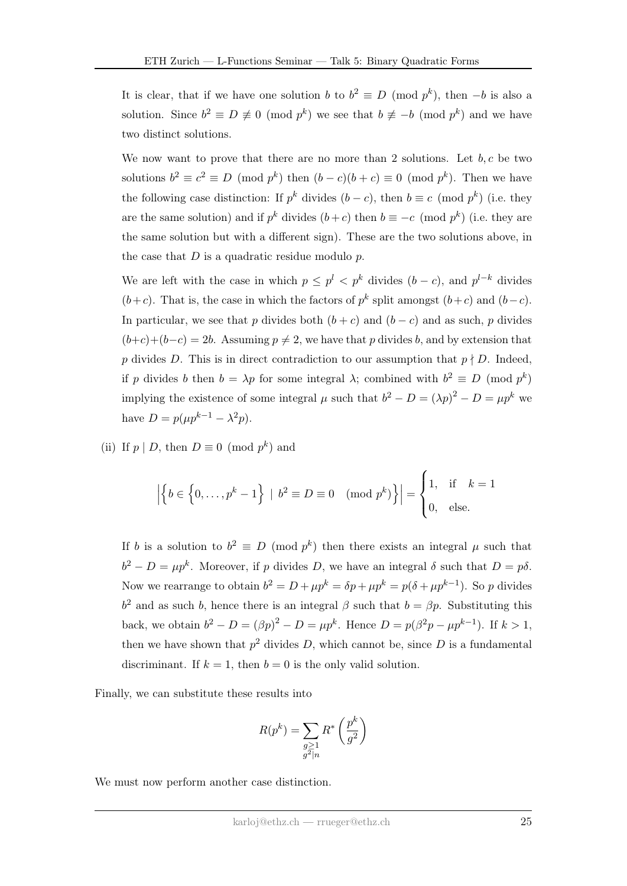It is clear, that if we have one solution $b$ to $b^2 \equiv D \pmod{p^k}$, then $-b$ is also a solution. Since $b^2 \equiv D \not\equiv 0 \pmod{p^k}$ we see that $b \not\equiv -b \pmod{p^k}$ and we have two distinct solutions.

We now want to prove that there are no more than 2 solutions. Let $b, c$ be two solutions $b^2 \equiv c^2 \equiv D \pmod{p^k}$ then $(b-c)(b+c) \equiv 0 \pmod{p^k}$. Then we have the following case distinction: If $p^k$ divides $(b-c)$, then $b \equiv c \pmod{p^k}$ (i.e. they are the same solution) and if $p^k$ divides $(b+c)$ then $b \equiv -c \pmod{p^k}$ (i.e. they are the same solution but with a different sign). These are the two solutions above, in the case that $D$ is a quadratic residue modulo $p$.

We are left with the case in which $p \leq p^l < p^k$ divides $(b-c)$, and $p^{l-k}$ divides $(b+c)$. That is, the case in which the factors of $p^k$ split amongst $(b+c)$ and $(b-c)$. In particular, we see that $p$ divides both $(b+c)$ and $(b-c)$ and as such, $p$ divides $(b+c)+(b-c) = 2b$. Assuming $p \neq 2$, we have that $p$ divides $b$, and by extension that $p$ divides $D$. This is in direct contradiction to our assumption that $p \nmid D$. Indeed, if $p$ divides $b$ then $b = \lambda p$ for some integral $\lambda$; combined with $b^2 \equiv D \pmod{p^k}$ implying the existence of some integral $\mu$ such that $b^2 - D = (\lambda p)^2 - D = \mu p^k$ we have $D = p(\mu p^{k-1} - \lambda^2 p)$.

(ii) If $p \mid D$, then $D \equiv 0 \pmod{p^k}$ and

$$\left|\left\{ b \in \left\{0, \ldots, p^k - 1\right\} \mid b^2 \equiv D \equiv 0 \pmod{p^k} \right\}\right| = \begin{cases} 1, & \text{if} \quad k = 1 \\ 0, & \text{else.} \end{cases}$$

If $b$ is a solution to $b^2 \equiv D \pmod{p^k}$ then there exists an integral $\mu$ such that $b^2 - D = \mu p^k$. Moreover, if $p$ divides $D$, we have an integral $\delta$ such that $D = p\delta$. Now we rearrange to obtain $b^2 = D + \mu p^k = \delta p + \mu p^k = p(\delta + \mu p^{k-1})$. So $p$ divides $b^2$ and as such $b$, hence there is an integral $\beta$ such that $b = \beta p$. Substituting this back, we obtain $b^2 - D = (\beta p)^2 - D = \mu p^k$. Hence $D = p(\beta^2 p - \mu p^{k-1})$. If $k > 1$, then we have shown that $p^2$ divides $D$, which cannot be, since $D$ is a fundamental discriminant. If $k = 1$, then $b = 0$ is the only valid solution.

Finally, we can substitute these results into

$$R(p^k) = \sum_{\substack{g \geq 1 \\ g^2 \mid n}} R^*\left(\frac{p^k}{g^2}\right)$$

We must now perform another case distinction.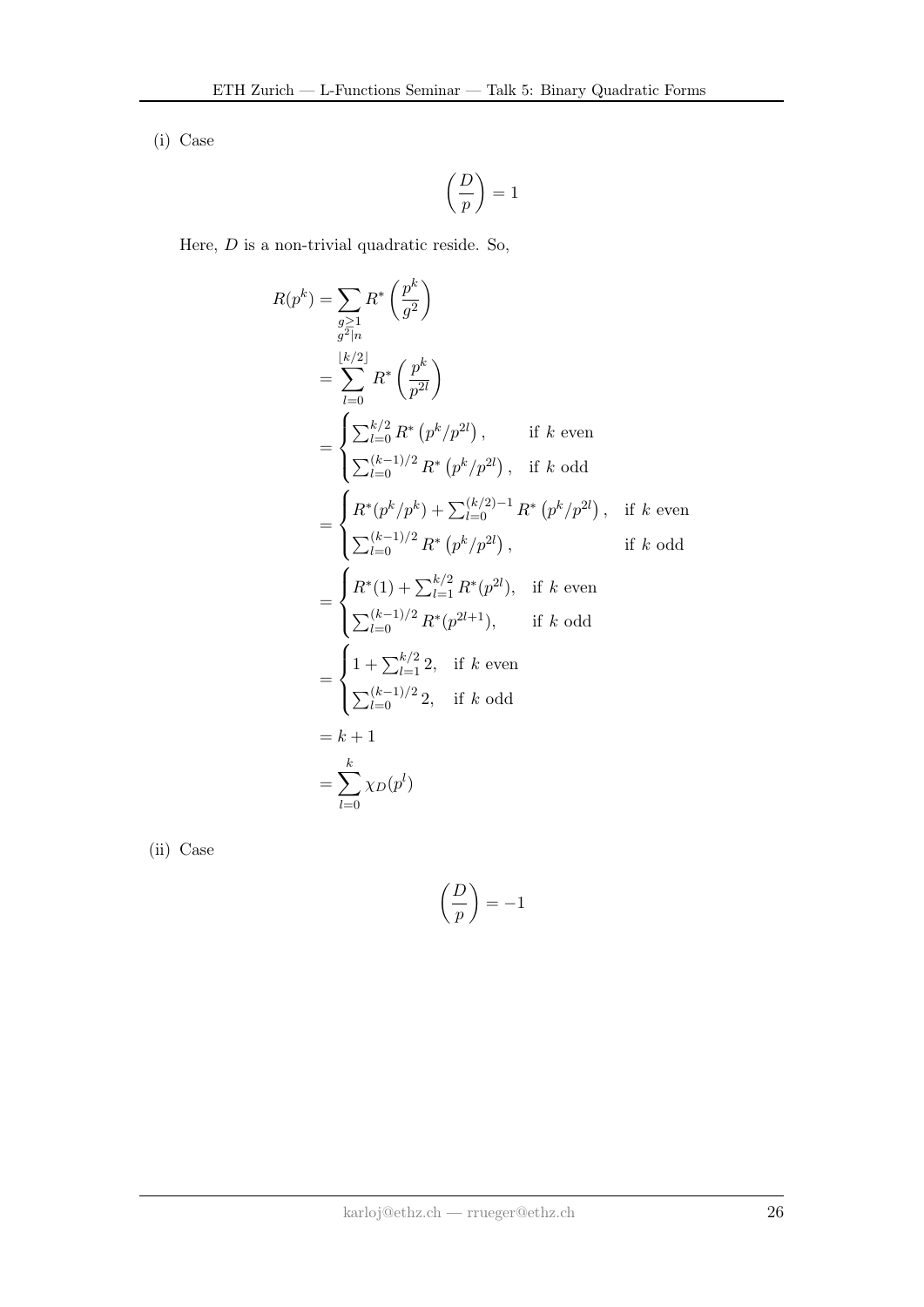(i) Case

$$\left(\frac{D}{p}\right) = 1$$

Here, $D$ is a non-trivial quadratic reside. So,

$$\begin{aligned}
R(p^k) &= \sum_{\substack{g \geq 1 \\ g^2 | n}} R^*\left(\frac{p^k}{g^2}\right) \\
&= \sum_{l=0}^{\lfloor k/2 \rfloor} R^*\left(\frac{p^k}{p^{2l}}\right) \\
&= \begin{cases} \sum_{l=0}^{k/2} R^*\left(p^k/p^{2l}\right), & \text{if } k \text{ even} \\ \sum_{l=0}^{(k-1)/2} R^*\left(p^k/p^{2l}\right), & \text{if } k \text{ odd} \end{cases} \\
&= \begin{cases} R^*(p^k/p^k) + \sum_{l=0}^{(k/2)-1} R^*\left(p^k/p^{2l}\right), & \text{if } k \text{ even} \\ \sum_{l=0}^{(k-1)/2} R^*\left(p^k/p^{2l}\right), & \text{if } k \text{ odd} \end{cases} \\
&= \begin{cases} R^*(1) + \sum_{l=1}^{k/2} R^*(p^{2l}), & \text{if } k \text{ even} \\ \sum_{l=0}^{(k-1)/2} R^*(p^{2l+1}), & \text{if } k \text{ odd} \end{cases} \\
&= \begin{cases} 1 + \sum_{l=1}^{k/2} 2, & \text{if } k \text{ even} \\ \sum_{l=0}^{(k-1)/2} 2, & \text{if } k \text{ odd} \end{cases} \\
&= k+1 \\
&= \sum_{l=0}^{k} \chi_D(p^l)
\end{aligned}$$

(ii) Case

$$\left(\frac{D}{p}\right) = -1$$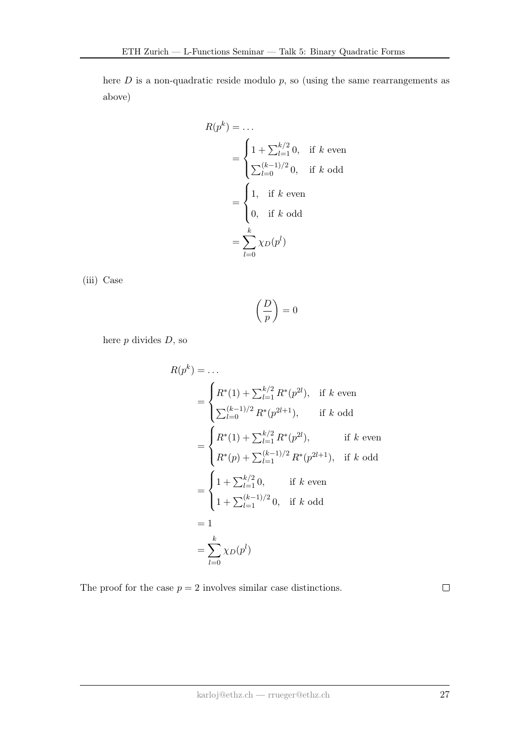here $D$ is a non-quadratic reside modulo $p$, so (using the same rearrangements as above)

$$
\begin{aligned}
R(p^k) &= \dots \\
&= \begin{cases} 1 + \sum_{l=1}^{k/2} 0, & \text{if } k \text{ even} \\ \sum_{l=0}^{(k-1)/2} 0, & \text{if } k \text{ odd} \end{cases} \\
&= \begin{cases} 1, & \text{if } k \text{ even} \\ 0, & \text{if } k \text{ odd} \end{cases} \\
&= \sum_{l=0}^{k} \chi_D(p^l)
\end{aligned}
$$

(iii) Case

$$
\left(\frac{D}{p}\right) = 0
$$

here $p$ divides $D$, so

$$
\begin{aligned}
R(p^k) &= \dots \\
&= \begin{cases} R^*(1) + \sum_{l=1}^{k/2} R^*(p^{2l}), & \text{if } k \text{ even} \\ \sum_{l=0}^{(k-1)/2} R^*(p^{2l+1}), & \text{if } k \text{ odd} \end{cases} \\
&= \begin{cases} R^*(1) + \sum_{l=1}^{k/2} R^*(p^{2l}), & \text{if } k \text{ even} \\ R^*(p) + \sum_{l=1}^{(k-1)/2} R^*(p^{2l+1}), & \text{if } k \text{ odd} \end{cases} \\
&= \begin{cases} 1 + \sum_{l=1}^{k/2} 0, & \text{if } k \text{ even} \\ 1 + \sum_{l=1}^{(k-1)/2} 0, & \text{if } k \text{ odd} \end{cases} \\
&= 1 \\
&= \sum_{l=0}^{k} \chi_D(p^l)
\end{aligned}
$$

The proof for the case $p = 2$ involves similar case distinctions. □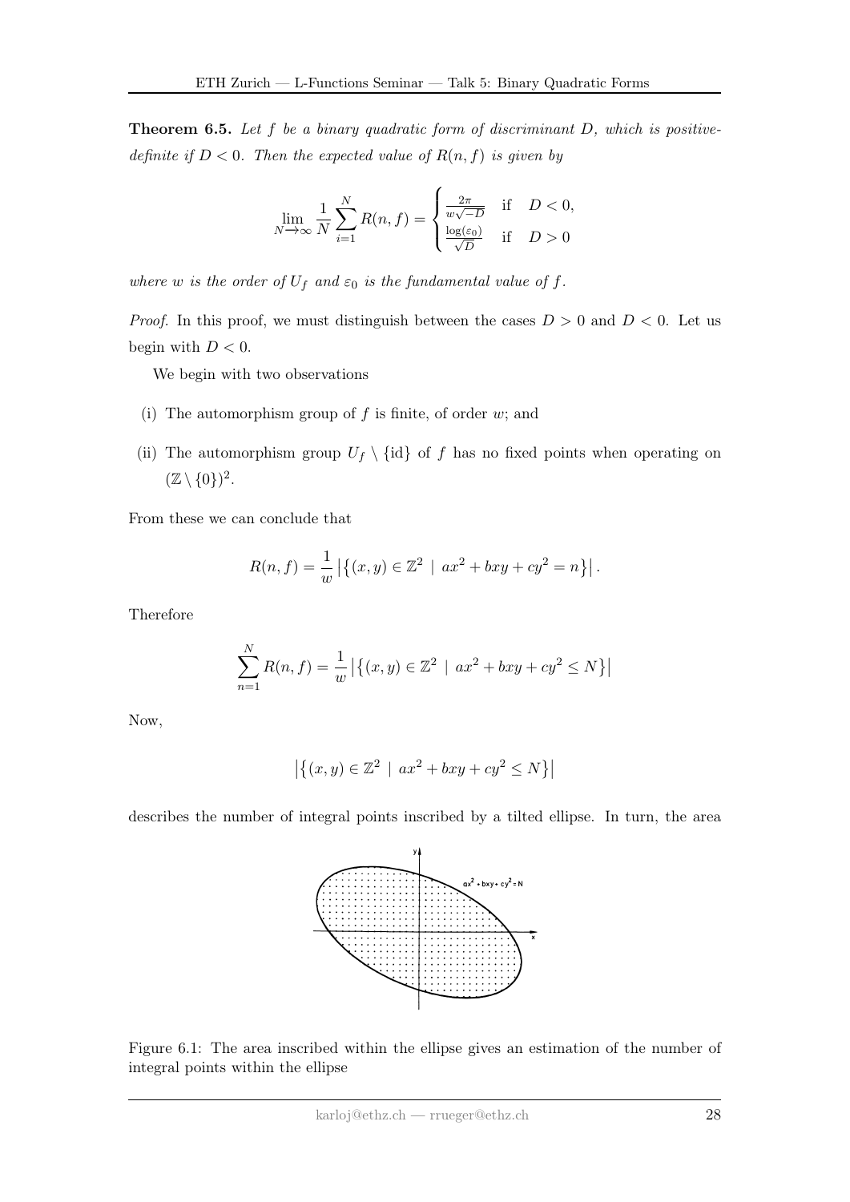**Theorem 6.5.** *Let $f$ be a binary quadratic form of discriminant $D$, which is positive-definite if $D < 0$. Then the expected value of $R(n, f)$ is given by*

$$\lim_{N \to \infty} \frac{1}{N} \sum_{i=1}^{N} R(n, f) = \begin{cases} \frac{2\pi}{w\sqrt{-D}} & \text{if} \quad D < 0, \\ \frac{\log(\varepsilon_0)}{\sqrt{D}} & \text{if} \quad D > 0 \end{cases}$$

*where $w$ is the order of $U_f$ and $\varepsilon_0$ is the fundamental value of $f$.*

*Proof.* In this proof, we must distinguish between the cases $D > 0$ and $D < 0$. Let us begin with $D < 0$.

We begin with two observations

(i) The automorphism group of $f$ is finite, of order $w$; and

(ii) The automorphism group $U_f \setminus \{\text{id}\}$ of $f$ has no fixed points when operating on $(\mathbb{Z} \setminus \{0\})^2$.

From these we can conclude that

$$R(n, f) = \frac{1}{w} \left| \left\{ (x, y) \in \mathbb{Z}^2 \;\middle|\; ax^2 + bxy + cy^2 = n \right\} \right|.$$

Therefore

$$\sum_{n=1}^{N} R(n, f) = \frac{1}{w} \left| \left\{ (x, y) \in \mathbb{Z}^2 \;\middle|\; ax^2 + bxy + cy^2 \leq N \right\} \right|$$

Now,

$$\left| \left\{ (x, y) \in \mathbb{Z}^2 \;\middle|\; ax^2 + bxy + cy^2 \leq N \right\} \right|$$

describes the number of integral points inscribed by a tilted ellipse. In turn, the area

Figure 6.1: The area inscribed within the ellipse gives an estimation of the number of integral points within the ellipse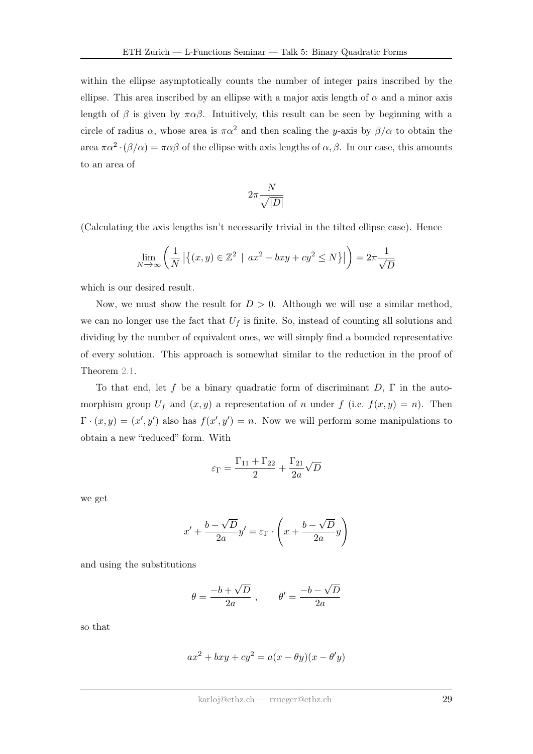within the ellipse asymptotically counts the number of integer pairs inscribed by the ellipse. This area inscribed by an ellipse with a major axis length of $\alpha$ and a minor axis length of $\beta$ is given by $\pi\alpha\beta$. Intuitively, this result can be seen by beginning with a circle of radius $\alpha$, whose area is $\pi\alpha^2$ and then scaling the $y$-axis by $\beta/\alpha$ to obtain the area $\pi\alpha^2 \cdot (\beta/\alpha) = \pi\alpha\beta$ of the ellipse with axis lengths of $\alpha, \beta$. In our case, this amounts to an area of

$$2\pi \frac{N}{\sqrt{|D|}}$$

(Calculating the axis lengths isn't necessarily trivial in the tilted ellipse case). Hence

$$\lim_{N\to\infty} \left( \frac{1}{N} \left| \{ (x,y) \in \mathbb{Z}^2 \mid ax^2 + bxy + cy^2 \leq N \} \right| \right) = 2\pi \frac{1}{\sqrt{D}}$$

which is our desired result.

Now, we must show the result for $D > 0$. Although we will use a similar method, we can no longer use the fact that $U_f$ is finite. So, instead of counting all solutions and dividing by the number of equivalent ones, we will simply find a bounded representative of every solution. This approach is somewhat similar to the reduction in the proof of Theorem 2.1.

To that end, let $f$ be a binary quadratic form of discriminant $D$, $\Gamma$ in the automorphism group $U_f$ and $(x,y)$ a representation of $n$ under $f$ (i.e. $f(x,y) = n$). Then $\Gamma \cdot (x,y) = (x', y')$ also has $f(x', y') = n$. Now we will perform some manipulations to obtain a new "reduced" form. With

$$\varepsilon_\Gamma = \frac{\Gamma_{11} + \Gamma_{22}}{2} + \frac{\Gamma_{21}}{2a}\sqrt{D}$$

we get

$$x' + \frac{b - \sqrt{D}}{2a} y' = \varepsilon_\Gamma \cdot \left( x + \frac{b - \sqrt{D}}{2a} y \right)$$

and using the substitutions

$$\theta = \frac{-b + \sqrt{D}}{2a}, \qquad \theta' = \frac{-b - \sqrt{D}}{2a}$$

so that

$$ax^2 + bxy + cy^2 = a(x - \theta y)(x - \theta' y)$$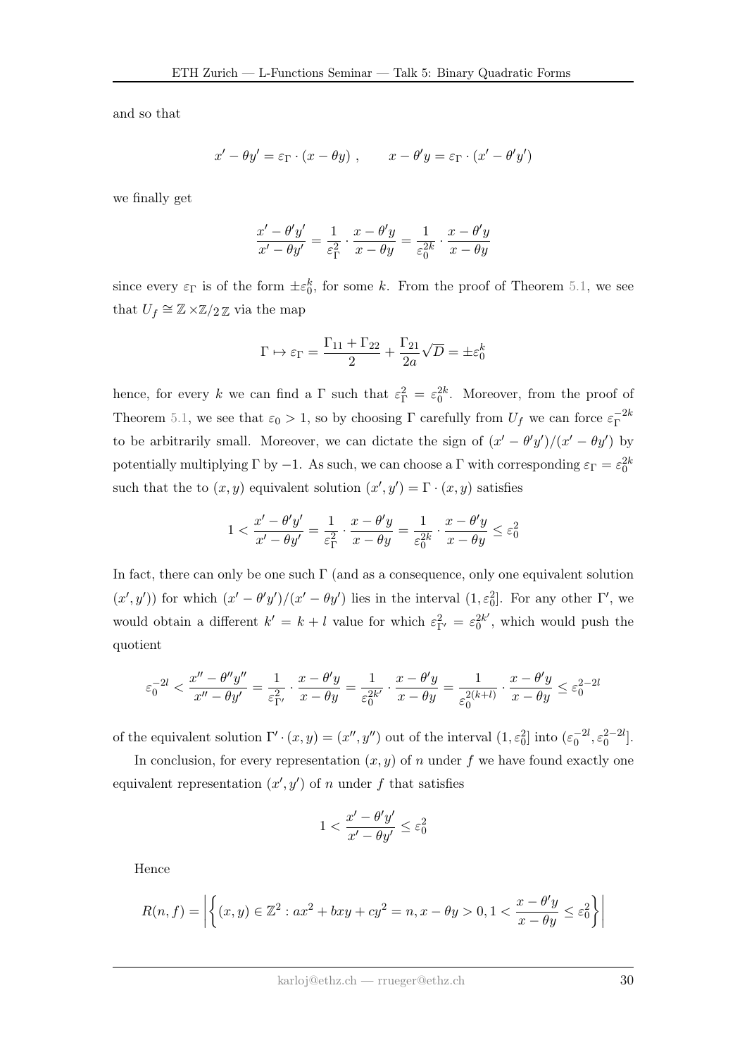and so that

$$x' - \theta y' = \varepsilon_\Gamma \cdot (x - \theta y) \ , \qquad x - \theta' y = \varepsilon_\Gamma \cdot (x' - \theta' y')$$

we finally get

$$\frac{x' - \theta' y'}{x' - \theta y'} = \frac{1}{\varepsilon_\Gamma^2} \cdot \frac{x - \theta' y}{x - \theta y} = \frac{1}{\varepsilon_0^{2k}} \cdot \frac{x - \theta' y}{x - \theta y}$$

since every $\varepsilon_\Gamma$ is of the form $\pm \varepsilon_0^k$, for some $k$. From the proof of Theorem 5.1, we see that $U_f \cong \mathbb{Z} \times \mathbb{Z}/_{2\,\mathbb{Z}}$ via the map

$$\Gamma \mapsto \varepsilon_\Gamma = \frac{\Gamma_{11} + \Gamma_{22}}{2} + \frac{\Gamma_{21}}{2a}\sqrt{D} = \pm \varepsilon_0^k$$

hence, for every $k$ we can find a $\Gamma$ such that $\varepsilon_\Gamma^2 = \varepsilon_0^{2k}$. Moreover, from the proof of Theorem 5.1, we see that $\varepsilon_0 > 1$, so by choosing $\Gamma$ carefully from $U_f$ we can force $\varepsilon_\Gamma^{-2k}$ to be arbitrarily small. Moreover, we can dictate the sign of $(x' - \theta' y')/(x' - \theta y')$ by potentially multiplying $\Gamma$ by $-1$. As such, we can choose a $\Gamma$ with corresponding $\varepsilon_\Gamma = \varepsilon_0^{2k}$ such that the to $(x, y)$ equivalent solution $(x', y') = \Gamma \cdot (x, y)$ satisfies

$$1 < \frac{x' - \theta' y'}{x' - \theta y'} = \frac{1}{\varepsilon_\Gamma^2} \cdot \frac{x - \theta' y}{x - \theta y} = \frac{1}{\varepsilon_0^{2k}} \cdot \frac{x - \theta' y}{x - \theta y} \leq \varepsilon_0^2$$

In fact, there can only be one such $\Gamma$ (and as a consequence, only one equivalent solution $(x', y')$) for which $(x' - \theta' y')/(x' - \theta y')$ lies in the interval $(1, \varepsilon_0^2]$. For any other $\Gamma'$, we would obtain a different $k' = k + l$ value for which $\varepsilon_{\Gamma'}^2 = \varepsilon_0^{2k'}$, which would push the quotient

$$\varepsilon_0^{-2l} < \frac{x'' - \theta'' y''}{x'' - \theta y'} = \frac{1}{\varepsilon_{\Gamma'}^2} \cdot \frac{x - \theta' y}{x - \theta y} = \frac{1}{\varepsilon_0^{2k'}} \cdot \frac{x - \theta' y}{x - \theta y} = \frac{1}{\varepsilon_0^{2(k+l)}} \cdot \frac{x - \theta' y}{x - \theta y} \leq \varepsilon_0^{2-2l}$$

of the equivalent solution $\Gamma' \cdot (x, y) = (x'', y'')$ out of the interval $(1, \varepsilon_0^2]$ into $(\varepsilon_0^{-2l}, \varepsilon_0^{2-2l}]$.

In conclusion, for every representation $(x, y)$ of $n$ under $f$ we have found exactly one equivalent representation $(x', y')$ of $n$ under $f$ that satisfies

$$1 < \frac{x' - \theta' y'}{x' - \theta y'} \leq \varepsilon_0^2$$

Hence

$$R(n, f) = \left| \left\{ (x, y) \in \mathbb{Z}^2 : ax^2 + bxy + cy^2 = n, x - \theta y > 0, 1 < \frac{x - \theta' y}{x - \theta y} \leq \varepsilon_0^2 \right\} \right|$$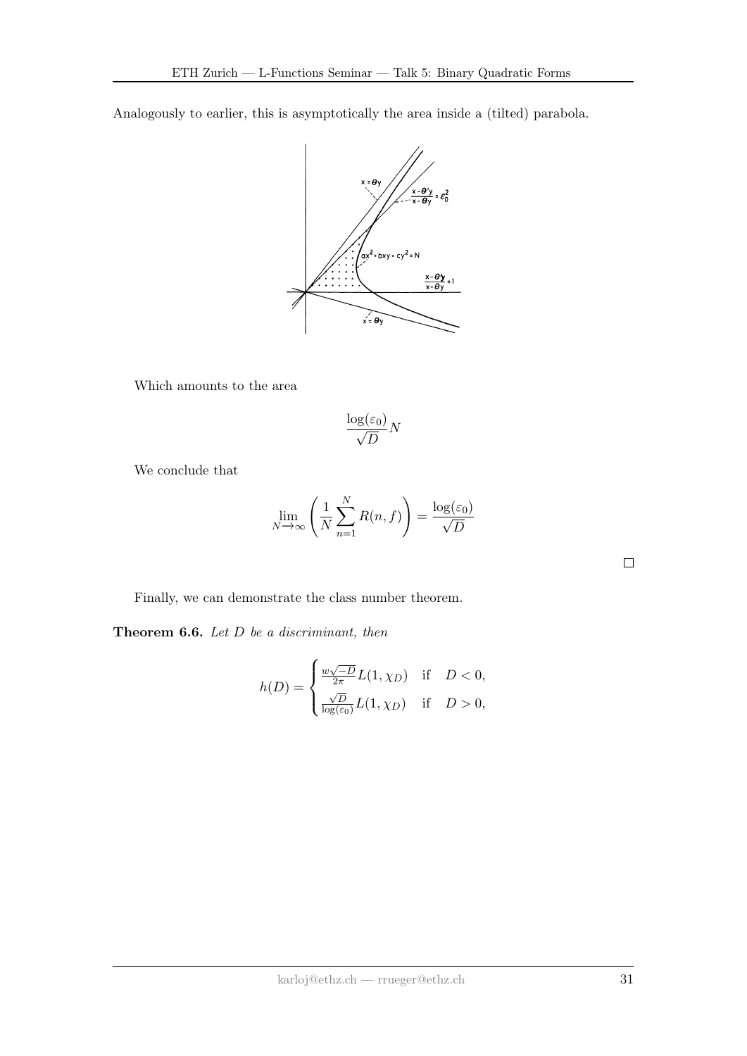Analogously to earlier, this is asymptotically the area inside a (tilted) parabola.

$x = \theta y$

$\frac{x-\theta' y}{x-\theta y} = \varepsilon_0^2$

$ax^2 + bxy + cy^2 = N$

$\frac{x-\theta' y}{x-\theta y} = 1$

$x = \theta y$

Which amounts to the area

$$\frac{\log(\varepsilon_0)}{\sqrt{D}} N$$

We conclude that

$$\lim_{N \to \infty} \left( \frac{1}{N} \sum_{n=1}^{N} R(n, f) \right) = \frac{\log(\varepsilon_0)}{\sqrt{D}}$$

□

Finally, we can demonstrate the class number theorem.

**Theorem 6.6.** *Let $D$ be a discriminant, then*

$$h(D) = \begin{cases} \frac{w\sqrt{-D}}{2\pi} L(1, \chi_D) & \text{if} \quad D < 0, \\ \frac{\sqrt{D}}{\log(\varepsilon_0)} L(1, \chi_D) & \text{if} \quad D > 0, \end{cases}$$